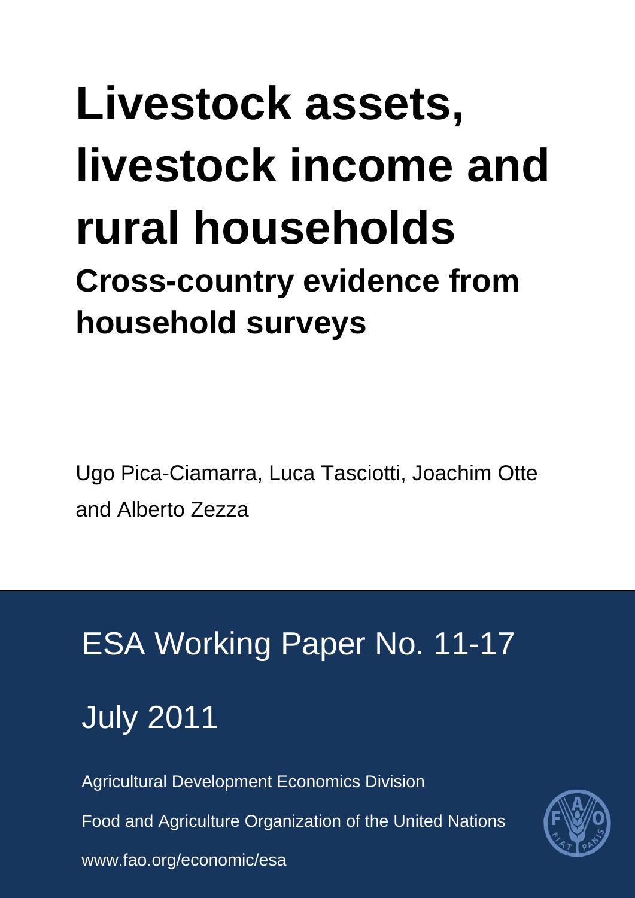# Livestock assets, livestock income and rural households

## Cross-country evidence from household surveys

Ugo Pica-Ciamarra, Luca Tasciotti, Joachim Otte and Alberto Zezza

ESA Working Paper No. 11-17

July 2011

Agricultural Development Economics Division

Food and Agriculture Organization of the United Nations

www.fao.org/economic/esa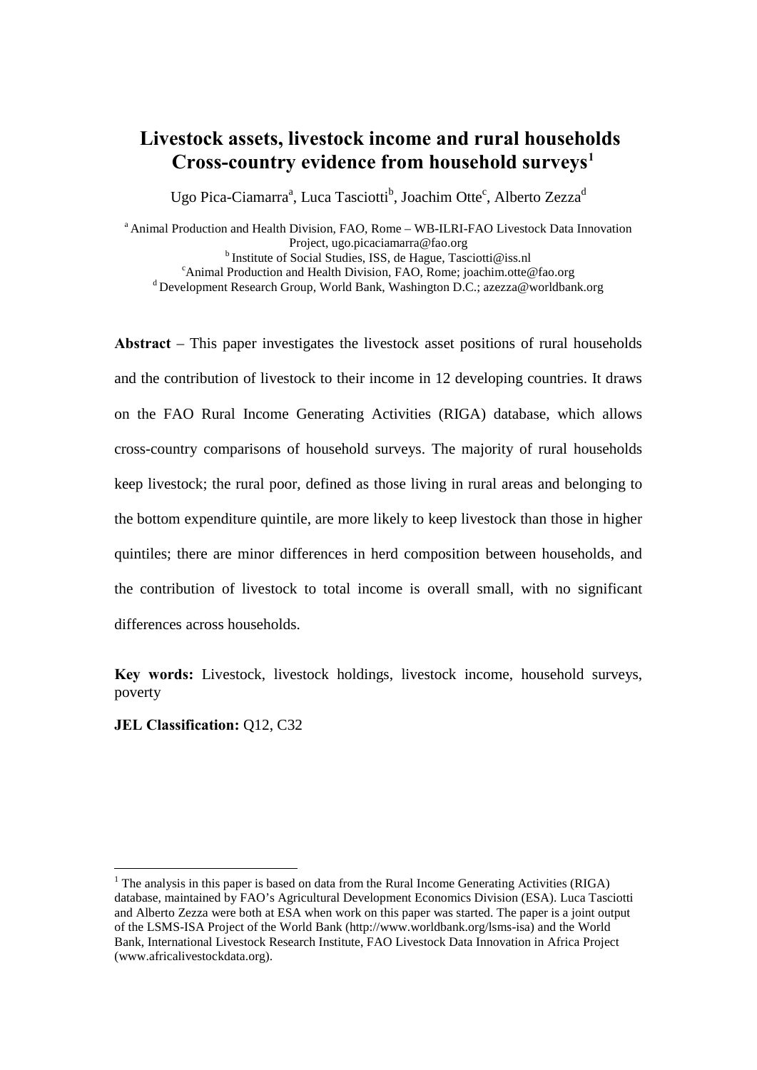# Livestock assets, livestock income and rural households Cross-country evidence from household surveys[1]

Ugo Pica-Ciamarra[a], Luca Tasciotti[b], Joachim Otte[c], Alberto Zezza[d]

[a] Animal Production and Health Division, FAO, Rome – WB-ILRI-FAO Livestock Data Innovation Project, ugo.picaciamarra@fao.org
[b] Institute of Social Studies, ISS, de Hague, Tasciotti@iss.nl
[c] Animal Production and Health Division, FAO, Rome; joachim.otte@fao.org
[d] Development Research Group, World Bank, Washington D.C.; azezza@worldbank.org

**Abstract** – This paper investigates the livestock asset positions of rural households and the contribution of livestock to their income in 12 developing countries. It draws on the FAO Rural Income Generating Activities (RIGA) database, which allows cross-country comparisons of household surveys. The majority of rural households keep livestock; the rural poor, defined as those living in rural areas and belonging to the bottom expenditure quintile, are more likely to keep livestock than those in higher quintiles; there are minor differences in herd composition between households, and the contribution of livestock to total income is overall small, with no significant differences across households.

**Key words:** Livestock, livestock holdings, livestock income, household surveys, poverty

**JEL Classification:** Q12, C32

[1] The analysis in this paper is based on data from the Rural Income Generating Activities (RIGA) database, maintained by FAO's Agricultural Development Economics Division (ESA). Luca Tasciotti and Alberto Zezza were both at ESA when work on this paper was started. The paper is a joint output of the LSMS-ISA Project of the World Bank (http://www.worldbank.org/lsms-isa) and the World Bank, International Livestock Research Institute, FAO Livestock Data Innovation in Africa Project (www.africalivestockdata.org).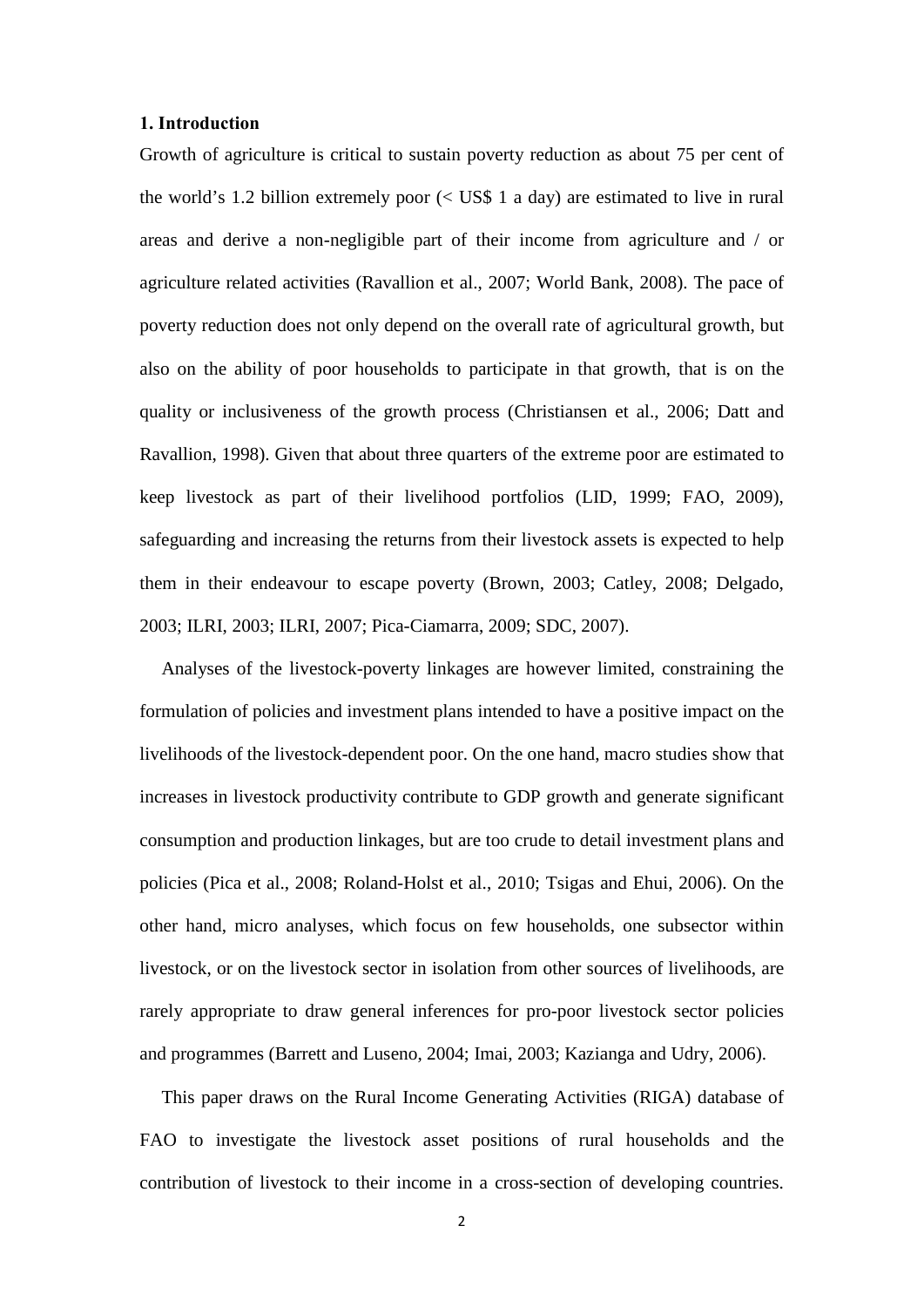## 1. Introduction

Growth of agriculture is critical to sustain poverty reduction as about 75 per cent of the world's 1.2 billion extremely poor (< US$ 1 a day) are estimated to live in rural areas and derive a non-negligible part of their income from agriculture and / or agriculture related activities (Ravallion et al., 2007; World Bank, 2008). The pace of poverty reduction does not only depend on the overall rate of agricultural growth, but also on the ability of poor households to participate in that growth, that is on the quality or inclusiveness of the growth process (Christiansen et al., 2006; Datt and Ravallion, 1998). Given that about three quarters of the extreme poor are estimated to keep livestock as part of their livelihood portfolios (LID, 1999; FAO, 2009), safeguarding and increasing the returns from their livestock assets is expected to help them in their endeavour to escape poverty (Brown, 2003; Catley, 2008; Delgado, 2003; ILRI, 2003; ILRI, 2007; Pica-Ciamarra, 2009; SDC, 2007).

Analyses of the livestock-poverty linkages are however limited, constraining the formulation of policies and investment plans intended to have a positive impact on the livelihoods of the livestock-dependent poor. On the one hand, macro studies show that increases in livestock productivity contribute to GDP growth and generate significant consumption and production linkages, but are too crude to detail investment plans and policies (Pica et al., 2008; Roland-Holst et al., 2010; Tsigas and Ehui, 2006). On the other hand, micro analyses, which focus on few households, one subsector within livestock, or on the livestock sector in isolation from other sources of livelihoods, are rarely appropriate to draw general inferences for pro-poor livestock sector policies and programmes (Barrett and Luseno, 2004; Imai, 2003; Kazianga and Udry, 2006).

This paper draws on the Rural Income Generating Activities (RIGA) database of FAO to investigate the livestock asset positions of rural households and the contribution of livestock to their income in a cross-section of developing countries.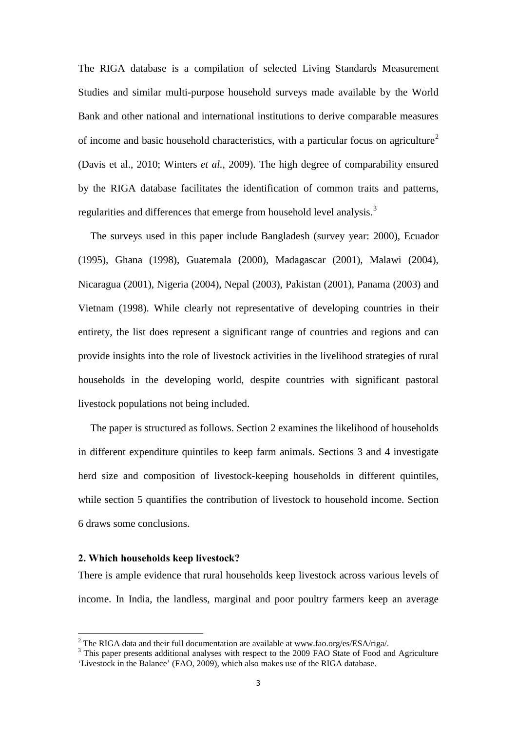The RIGA database is a compilation of selected Living Standards Measurement Studies and similar multi-purpose household surveys made available by the World Bank and other national and international institutions to derive comparable measures of income and basic household characteristics, with a particular focus on agriculture[2] (Davis et al., 2010; Winters *et al.*, 2009). The high degree of comparability ensured by the RIGA database facilitates the identification of common traits and patterns, regularities and differences that emerge from household level analysis.[3]

The surveys used in this paper include Bangladesh (survey year: 2000), Ecuador (1995), Ghana (1998), Guatemala (2000), Madagascar (2001), Malawi (2004), Nicaragua (2001), Nigeria (2004), Nepal (2003), Pakistan (2001), Panama (2003) and Vietnam (1998). While clearly not representative of developing countries in their entirety, the list does represent a significant range of countries and regions and can provide insights into the role of livestock activities in the livelihood strategies of rural households in the developing world, despite countries with significant pastoral livestock populations not being included.

The paper is structured as follows. Section 2 examines the likelihood of households in different expenditure quintiles to keep farm animals. Sections 3 and 4 investigate herd size and composition of livestock-keeping households in different quintiles, while section 5 quantifies the contribution of livestock to household income. Section 6 draws some conclusions.

## 2. Which households keep livestock?

There is ample evidence that rural households keep livestock across various levels of income. In India, the landless, marginal and poor poultry farmers keep an average

---

[2] The RIGA data and their full documentation are available at www.fao.org/es/ESA/riga/.

[3] This paper presents additional analyses with respect to the 2009 FAO State of Food and Agriculture 'Livestock in the Balance' (FAO, 2009), which also makes use of the RIGA database.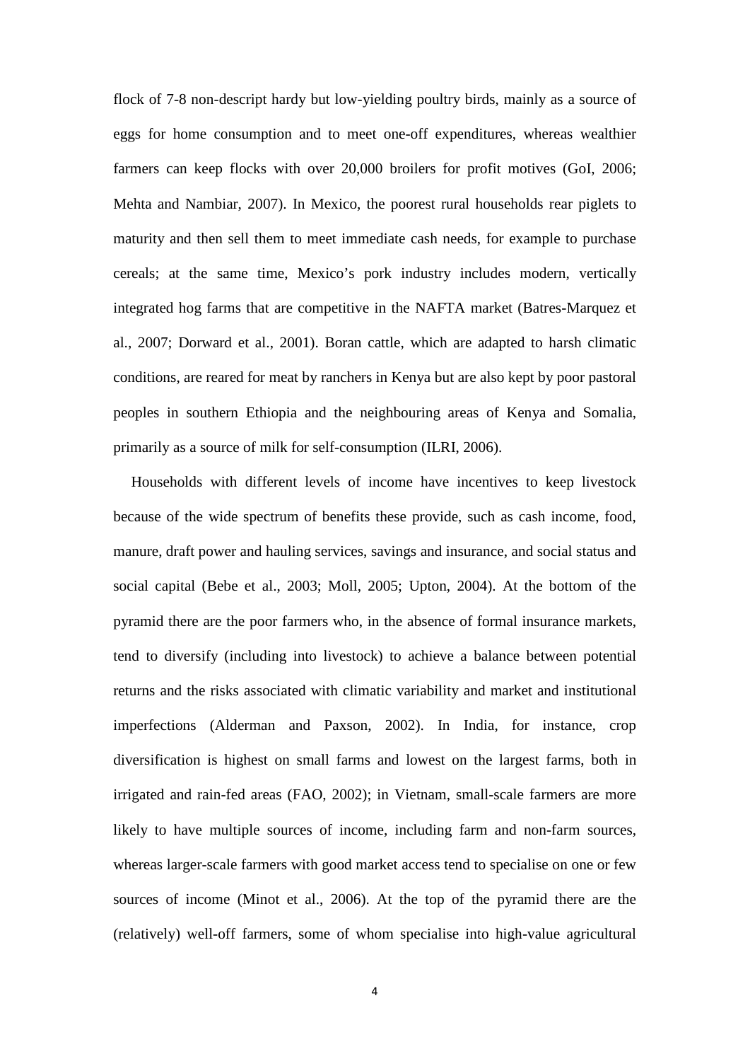flock of 7-8 non-descript hardy but low-yielding poultry birds, mainly as a source of eggs for home consumption and to meet one-off expenditures, whereas wealthier farmers can keep flocks with over 20,000 broilers for profit motives (GoI, 2006; Mehta and Nambiar, 2007). In Mexico, the poorest rural households rear piglets to maturity and then sell them to meet immediate cash needs, for example to purchase cereals; at the same time, Mexico's pork industry includes modern, vertically integrated hog farms that are competitive in the NAFTA market (Batres-Marquez et al., 2007; Dorward et al., 2001). Boran cattle, which are adapted to harsh climatic conditions, are reared for meat by ranchers in Kenya but are also kept by poor pastoral peoples in southern Ethiopia and the neighbouring areas of Kenya and Somalia, primarily as a source of milk for self-consumption (ILRI, 2006).

Households with different levels of income have incentives to keep livestock because of the wide spectrum of benefits these provide, such as cash income, food, manure, draft power and hauling services, savings and insurance, and social status and social capital (Bebe et al., 2003; Moll, 2005; Upton, 2004). At the bottom of the pyramid there are the poor farmers who, in the absence of formal insurance markets, tend to diversify (including into livestock) to achieve a balance between potential returns and the risks associated with climatic variability and market and institutional imperfections (Alderman and Paxson, 2002). In India, for instance, crop diversification is highest on small farms and lowest on the largest farms, both in irrigated and rain-fed areas (FAO, 2002); in Vietnam, small-scale farmers are more likely to have multiple sources of income, including farm and non-farm sources, whereas larger-scale farmers with good market access tend to specialise on one or few sources of income (Minot et al., 2006). At the top of the pyramid there are the (relatively) well-off farmers, some of whom specialise into high-value agricultural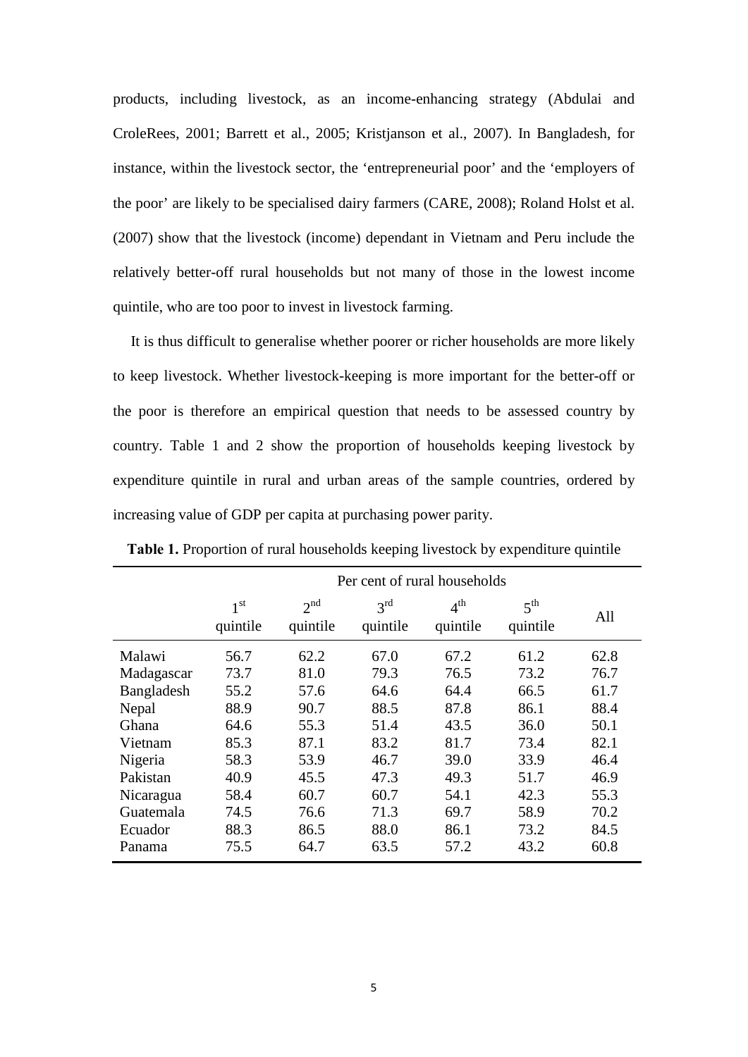products, including livestock, as an income-enhancing strategy (Abdulai and CroleRees, 2001; Barrett et al., 2005; Kristjanson et al., 2007). In Bangladesh, for instance, within the livestock sector, the 'entrepreneurial poor' and the 'employers of the poor' are likely to be specialised dairy farmers (CARE, 2008); Roland Holst et al. (2007) show that the livestock (income) dependant in Vietnam and Peru include the relatively better-off rural households but not many of those in the lowest income quintile, who are too poor to invest in livestock farming.

It is thus difficult to generalise whether poorer or richer households are more likely to keep livestock. Whether livestock-keeping is more important for the better-off or the poor is therefore an empirical question that needs to be assessed country by country. Table 1 and 2 show the proportion of households keeping livestock by expenditure quintile in rural and urban areas of the sample countries, ordered by increasing value of GDP per capita at purchasing power parity.

**Table 1.** Proportion of rural households keeping livestock by expenditure quintile

| | Per cent of rural households | | | | | |
|---|---|---|---|---|---|---|
| | 1st quintile | 2nd quintile | 3rd quintile | 4th quintile | 5th quintile | All |
| Malawi | 56.7 | 62.2 | 67.0 | 67.2 | 61.2 | 62.8 |
| Madagascar | 73.7 | 81.0 | 79.3 | 76.5 | 73.2 | 76.7 |
| Bangladesh | 55.2 | 57.6 | 64.6 | 64.4 | 66.5 | 61.7 |
| Nepal | 88.9 | 90.7 | 88.5 | 87.8 | 86.1 | 88.4 |
| Ghana | 64.6 | 55.3 | 51.4 | 43.5 | 36.0 | 50.1 |
| Vietnam | 85.3 | 87.1 | 83.2 | 81.7 | 73.4 | 82.1 |
| Nigeria | 58.3 | 53.9 | 46.7 | 39.0 | 33.9 | 46.4 |
| Pakistan | 40.9 | 45.5 | 47.3 | 49.3 | 51.7 | 46.9 |
| Nicaragua | 58.4 | 60.7 | 60.7 | 54.1 | 42.3 | 55.3 |
| Guatemala | 74.5 | 76.6 | 71.3 | 69.7 | 58.9 | 70.2 |
| Ecuador | 88.3 | 86.5 | 88.0 | 86.1 | 73.2 | 84.5 |
| Panama | 75.5 | 64.7 | 63.5 | 57.2 | 43.2 | 60.8 |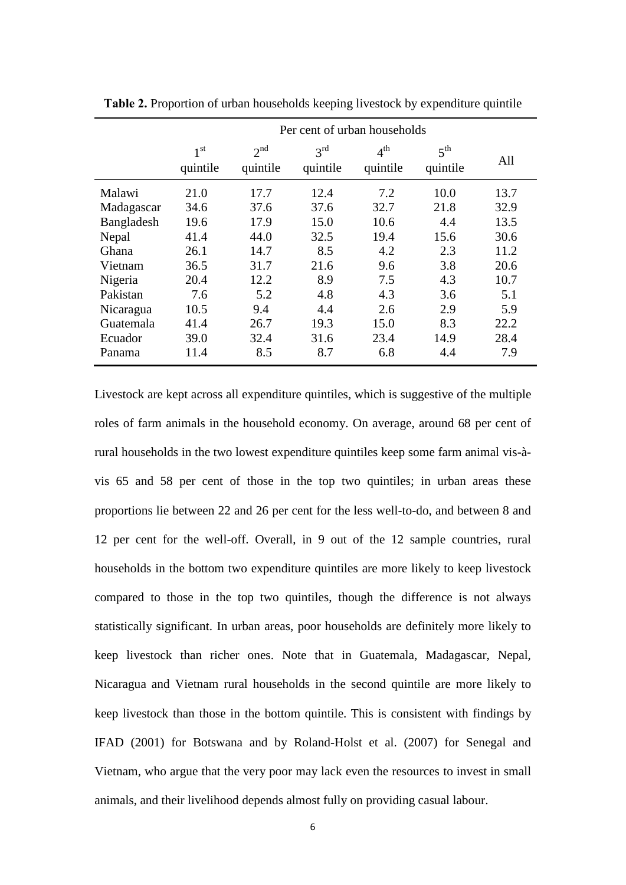**Table 2.** Proportion of urban households keeping livestock by expenditure quintile

| | Per cent of urban households | | | | | |
|---|---|---|---|---|---|---|
| | 1st quintile | 2nd quintile | 3rd quintile | 4th quintile | 5th quintile | All |
| Malawi | 21.0 | 17.7 | 12.4 | 7.2 | 10.0 | 13.7 |
| Madagascar | 34.6 | 37.6 | 37.6 | 32.7 | 21.8 | 32.9 |
| Bangladesh | 19.6 | 17.9 | 15.0 | 10.6 | 4.4 | 13.5 |
| Nepal | 41.4 | 44.0 | 32.5 | 19.4 | 15.6 | 30.6 |
| Ghana | 26.1 | 14.7 | 8.5 | 4.2 | 2.3 | 11.2 |
| Vietnam | 36.5 | 31.7 | 21.6 | 9.6 | 3.8 | 20.6 |
| Nigeria | 20.4 | 12.2 | 8.9 | 7.5 | 4.3 | 10.7 |
| Pakistan | 7.6 | 5.2 | 4.8 | 4.3 | 3.6 | 5.1 |
| Nicaragua | 10.5 | 9.4 | 4.4 | 2.6 | 2.9 | 5.9 |
| Guatemala | 41.4 | 26.7 | 19.3 | 15.0 | 8.3 | 22.2 |
| Ecuador | 39.0 | 32.4 | 31.6 | 23.4 | 14.9 | 28.4 |
| Panama | 11.4 | 8.5 | 8.7 | 6.8 | 4.4 | 7.9 |

Livestock are kept across all expenditure quintiles, which is suggestive of the multiple roles of farm animals in the household economy. On average, around 68 per cent of rural households in the two lowest expenditure quintiles keep some farm animal vis-à-vis 65 and 58 per cent of those in the top two quintiles; in urban areas these proportions lie between 22 and 26 per cent for the less well-to-do, and between 8 and 12 per cent for the well-off. Overall, in 9 out of the 12 sample countries, rural households in the bottom two expenditure quintiles are more likely to keep livestock compared to those in the top two quintiles, though the difference is not always statistically significant. In urban areas, poor households are definitely more likely to keep livestock than richer ones. Note that in Guatemala, Madagascar, Nepal, Nicaragua and Vietnam rural households in the second quintile are more likely to keep livestock than those in the bottom quintile. This is consistent with findings by IFAD (2001) for Botswana and by Roland-Holst et al. (2007) for Senegal and Vietnam, who argue that the very poor may lack even the resources to invest in small animals, and their livelihood depends almost fully on providing casual labour.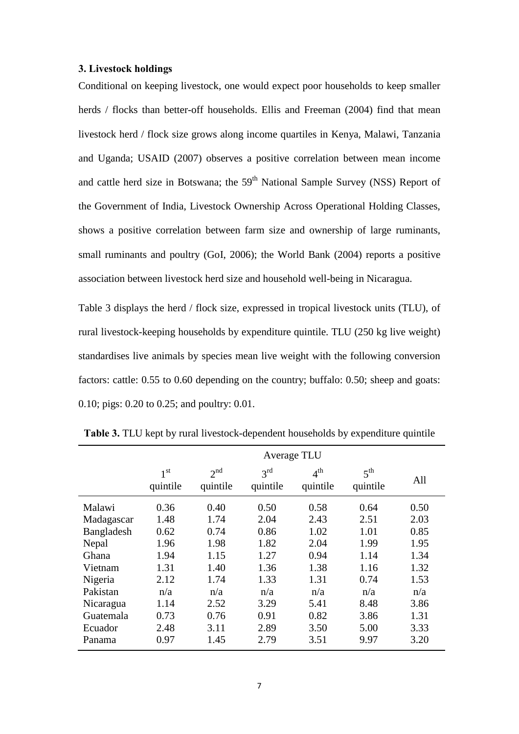### 3. Livestock holdings

Conditional on keeping livestock, one would expect poor households to keep smaller herds / flocks than better-off households. Ellis and Freeman (2004) find that mean livestock herd / flock size grows along income quartiles in Kenya, Malawi, Tanzania and Uganda; USAID (2007) observes a positive correlation between mean income and cattle herd size in Botswana; the 59th National Sample Survey (NSS) Report of the Government of India, Livestock Ownership Across Operational Holding Classes, shows a positive correlation between farm size and ownership of large ruminants, small ruminants and poultry (GoI, 2006); the World Bank (2004) reports a positive association between livestock herd size and household well-being in Nicaragua.

Table 3 displays the herd / flock size, expressed in tropical livestock units (TLU), of rural livestock-keeping households by expenditure quintile. TLU (250 kg live weight) standardises live animals by species mean live weight with the following conversion factors: cattle: 0.55 to 0.60 depending on the country; buffalo: 0.50; sheep and goats: 0.10; pigs: 0.20 to 0.25; and poultry: 0.01.

**Table 3.** TLU kept by rural livestock-dependent households by expenditure quintile

| | Average TLU | | | | | |
|---|---|---|---|---|---|---|
| | 1st quintile | 2nd quintile | 3rd quintile | 4th quintile | 5th quintile | All |
| Malawi | 0.36 | 0.40 | 0.50 | 0.58 | 0.64 | 0.50 |
| Madagascar | 1.48 | 1.74 | 2.04 | 2.43 | 2.51 | 2.03 |
| Bangladesh | 0.62 | 0.74 | 0.86 | 1.02 | 1.01 | 0.85 |
| Nepal | 1.96 | 1.98 | 1.82 | 2.04 | 1.99 | 1.95 |
| Ghana | 1.94 | 1.15 | 1.27 | 0.94 | 1.14 | 1.34 |
| Vietnam | 1.31 | 1.40 | 1.36 | 1.38 | 1.16 | 1.32 |
| Nigeria | 2.12 | 1.74 | 1.33 | 1.31 | 0.74 | 1.53 |
| Pakistan | n/a | n/a | n/a | n/a | n/a | n/a |
| Nicaragua | 1.14 | 2.52 | 3.29 | 5.41 | 8.48 | 3.86 |
| Guatemala | 0.73 | 0.76 | 0.91 | 0.82 | 3.86 | 1.31 |
| Ecuador | 2.48 | 3.11 | 2.89 | 3.50 | 5.00 | 3.33 |
| Panama | 0.97 | 1.45 | 2.79 | 3.51 | 9.97 | 3.20 |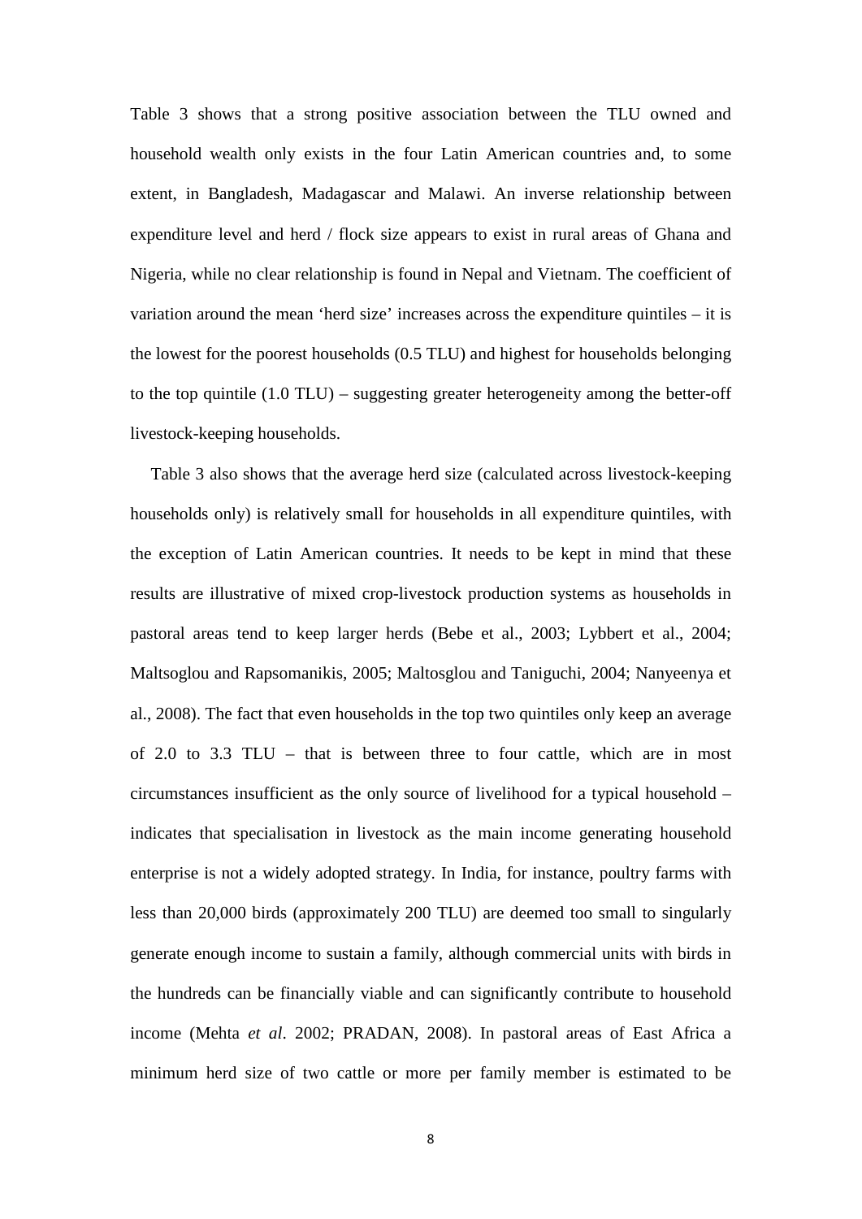Table 3 shows that a strong positive association between the TLU owned and household wealth only exists in the four Latin American countries and, to some extent, in Bangladesh, Madagascar and Malawi. An inverse relationship between expenditure level and herd / flock size appears to exist in rural areas of Ghana and Nigeria, while no clear relationship is found in Nepal and Vietnam. The coefficient of variation around the mean 'herd size' increases across the expenditure quintiles – it is the lowest for the poorest households (0.5 TLU) and highest for households belonging to the top quintile (1.0 TLU) – suggesting greater heterogeneity among the better-off livestock-keeping households.

Table 3 also shows that the average herd size (calculated across livestock-keeping households only) is relatively small for households in all expenditure quintiles, with the exception of Latin American countries. It needs to be kept in mind that these results are illustrative of mixed crop-livestock production systems as households in pastoral areas tend to keep larger herds (Bebe et al., 2003; Lybbert et al., 2004; Maltsoglou and Rapsomanikis, 2005; Maltosglou and Taniguchi, 2004; Nanyeenya et al., 2008). The fact that even households in the top two quintiles only keep an average of 2.0 to 3.3 TLU – that is between three to four cattle, which are in most circumstances insufficient as the only source of livelihood for a typical household – indicates that specialisation in livestock as the main income generating household enterprise is not a widely adopted strategy. In India, for instance, poultry farms with less than 20,000 birds (approximately 200 TLU) are deemed too small to singularly generate enough income to sustain a family, although commercial units with birds in the hundreds can be financially viable and can significantly contribute to household income (Mehta *et al*. 2002; PRADAN, 2008). In pastoral areas of East Africa a minimum herd size of two cattle or more per family member is estimated to be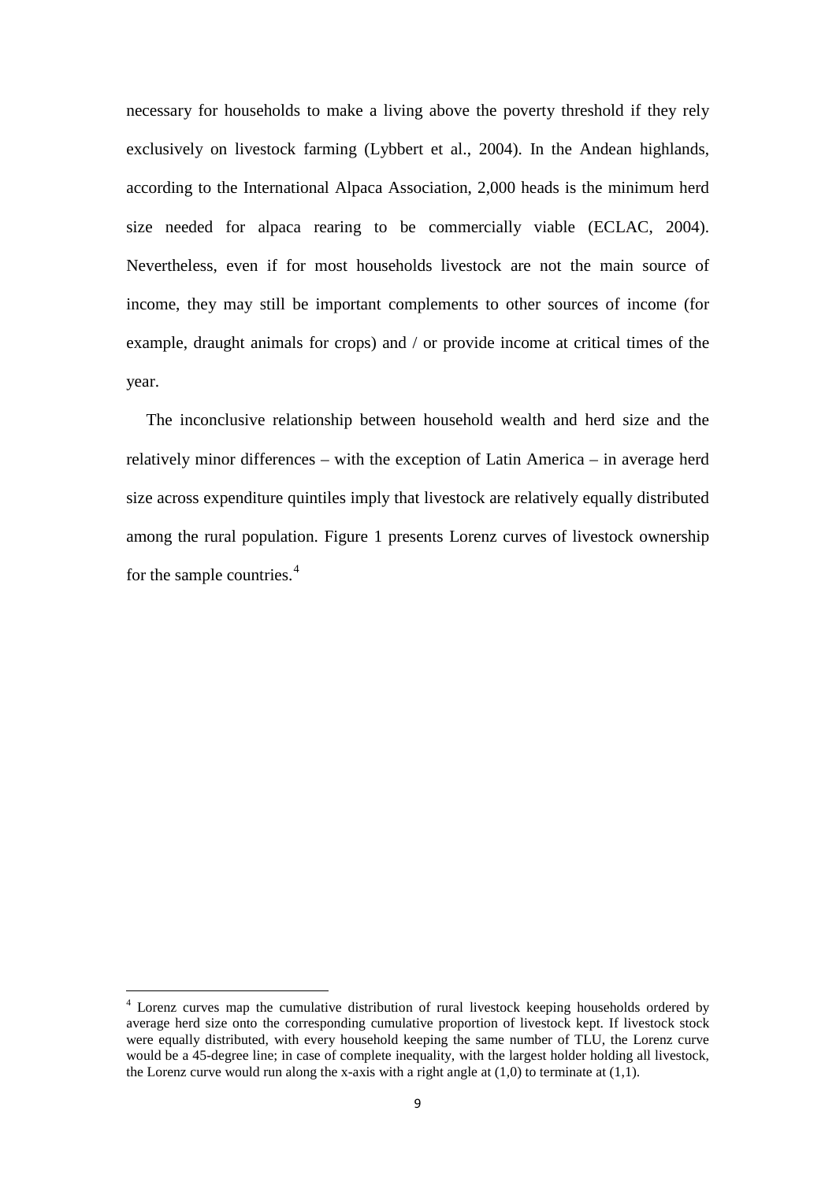necessary for households to make a living above the poverty threshold if they rely exclusively on livestock farming (Lybbert et al., 2004). In the Andean highlands, according to the International Alpaca Association, 2,000 heads is the minimum herd size needed for alpaca rearing to be commercially viable (ECLAC, 2004). Nevertheless, even if for most households livestock are not the main source of income, they may still be important complements to other sources of income (for example, draught animals for crops) and / or provide income at critical times of the year.

The inconclusive relationship between household wealth and herd size and the relatively minor differences – with the exception of Latin America – in average herd size across expenditure quintiles imply that livestock are relatively equally distributed among the rural population. Figure 1 presents Lorenz curves of livestock ownership for the sample countries.[4]

[4] Lorenz curves map the cumulative distribution of rural livestock keeping households ordered by average herd size onto the corresponding cumulative proportion of livestock kept. If livestock stock were equally distributed, with every household keeping the same number of TLU, the Lorenz curve would be a 45-degree line; in case of complete inequality, with the largest holder holding all livestock, the Lorenz curve would run along the x-axis with a right angle at (1,0) to terminate at (1,1).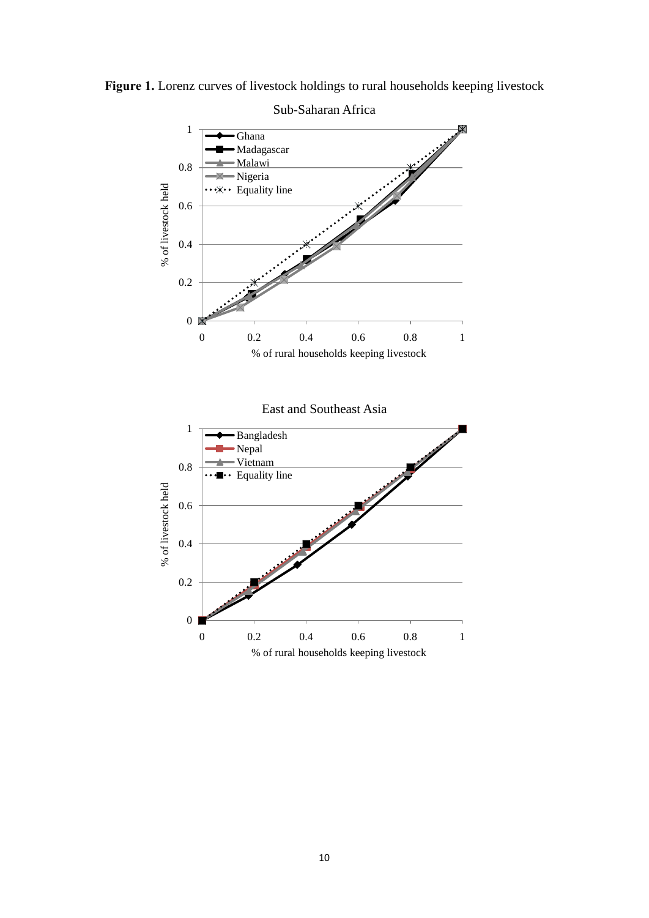**Figure 1.** Lorenz curves of livestock holdings to rural households keeping livestock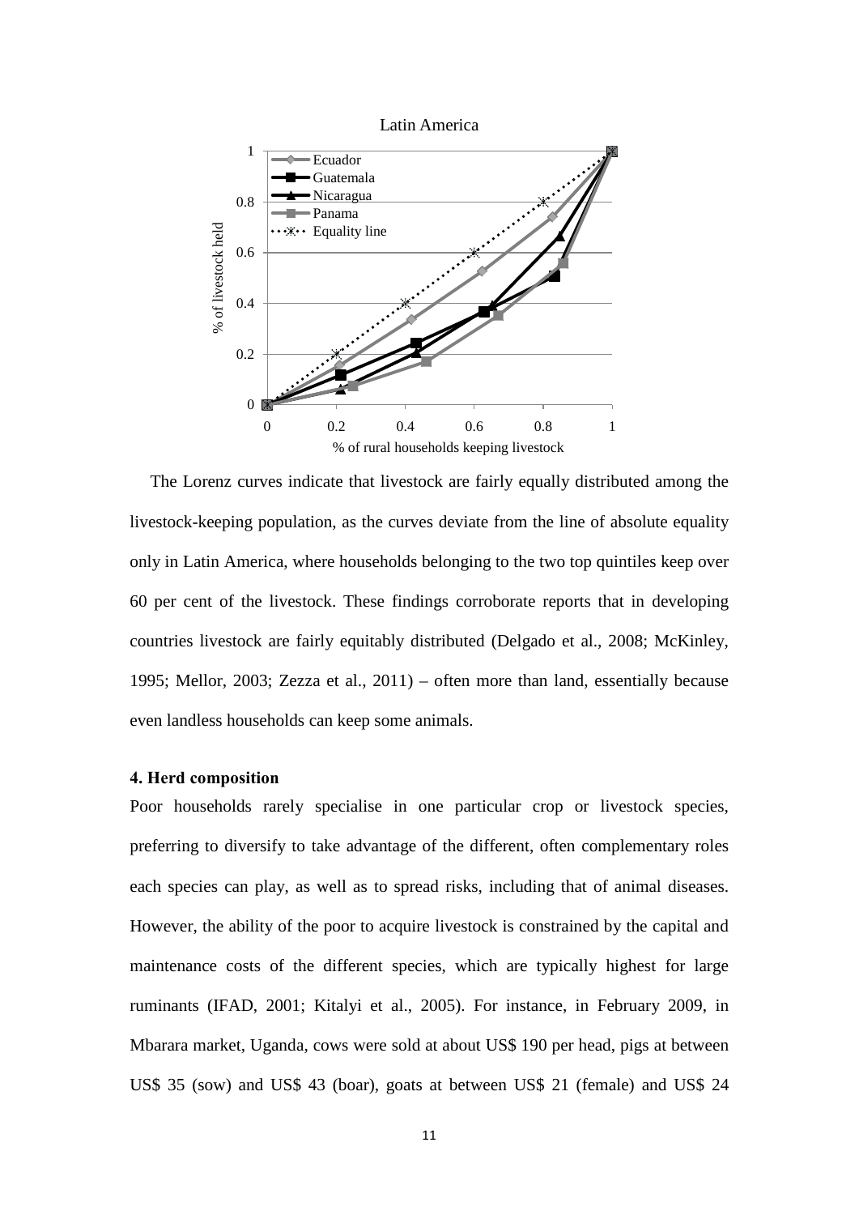The Lorenz curves indicate that livestock are fairly equally distributed among the livestock-keeping population, as the curves deviate from the line of absolute equality only in Latin America, where households belonging to the two top quintiles keep over 60 per cent of the livestock. These findings corroborate reports that in developing countries livestock are fairly equitably distributed (Delgado et al., 2008; McKinley, 1995; Mellor, 2003; Zezza et al., 2011) – often more than land, essentially because even landless households can keep some animals.

### 4. Herd composition

Poor households rarely specialise in one particular crop or livestock species, preferring to diversify to take advantage of the different, often complementary roles each species can play, as well as to spread risks, including that of animal diseases. However, the ability of the poor to acquire livestock is constrained by the capital and maintenance costs of the different species, which are typically highest for large ruminants (IFAD, 2001; Kitalyi et al., 2005). For instance, in February 2009, in Mbarara market, Uganda, cows were sold at about US$ 190 per head, pigs at between US$ 35 (sow) and US$ 43 (boar), goats at between US$ 21 (female) and US$ 24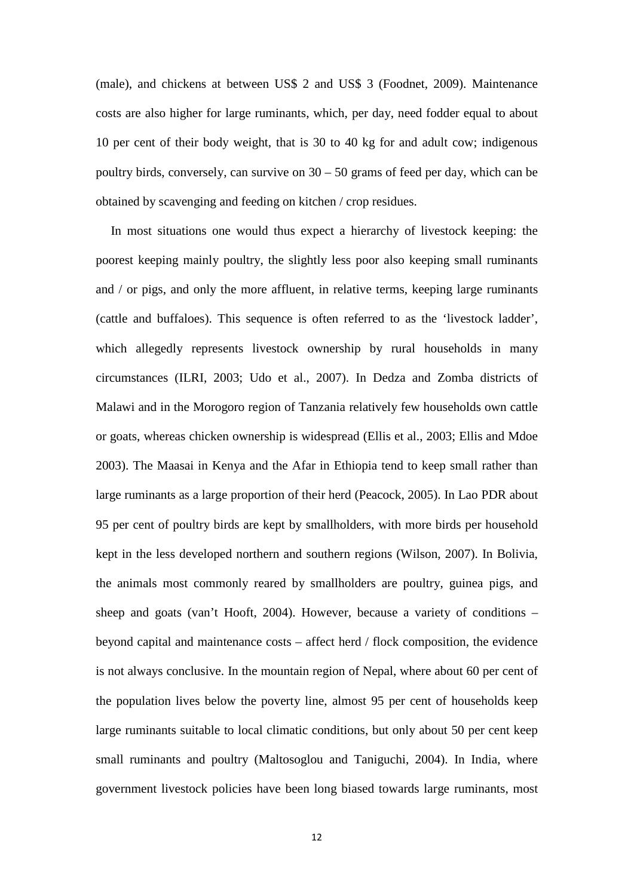(male), and chickens at between US$ 2 and US$ 3 (Foodnet, 2009). Maintenance costs are also higher for large ruminants, which, per day, need fodder equal to about 10 per cent of their body weight, that is 30 to 40 kg for and adult cow; indigenous poultry birds, conversely, can survive on 30 – 50 grams of feed per day, which can be obtained by scavenging and feeding on kitchen / crop residues.

In most situations one would thus expect a hierarchy of livestock keeping: the poorest keeping mainly poultry, the slightly less poor also keeping small ruminants and / or pigs, and only the more affluent, in relative terms, keeping large ruminants (cattle and buffaloes). This sequence is often referred to as the 'livestock ladder', which allegedly represents livestock ownership by rural households in many circumstances (ILRI, 2003; Udo et al., 2007). In Dedza and Zomba districts of Malawi and in the Morogoro region of Tanzania relatively few households own cattle or goats, whereas chicken ownership is widespread (Ellis et al., 2003; Ellis and Mdoe 2003). The Maasai in Kenya and the Afar in Ethiopia tend to keep small rather than large ruminants as a large proportion of their herd (Peacock, 2005). In Lao PDR about 95 per cent of poultry birds are kept by smallholders, with more birds per household kept in the less developed northern and southern regions (Wilson, 2007). In Bolivia, the animals most commonly reared by smallholders are poultry, guinea pigs, and sheep and goats (van't Hooft, 2004). However, because a variety of conditions – beyond capital and maintenance costs – affect herd / flock composition, the evidence is not always conclusive. In the mountain region of Nepal, where about 60 per cent of the population lives below the poverty line, almost 95 per cent of households keep large ruminants suitable to local climatic conditions, but only about 50 per cent keep small ruminants and poultry (Maltosoglou and Taniguchi, 2004). In India, where government livestock policies have been long biased towards large ruminants, most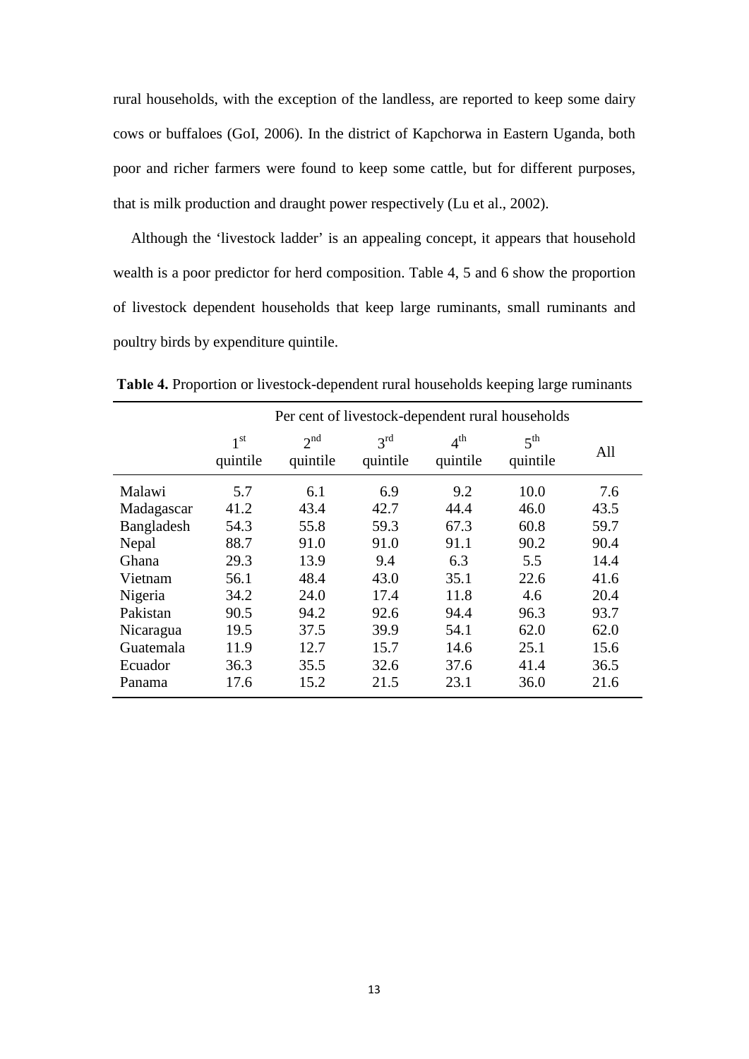rural households, with the exception of the landless, are reported to keep some dairy cows or buffaloes (GoI, 2006). In the district of Kapchorwa in Eastern Uganda, both poor and richer farmers were found to keep some cattle, but for different purposes, that is milk production and draught power respectively (Lu et al., 2002).

Although the 'livestock ladder' is an appealing concept, it appears that household wealth is a poor predictor for herd composition. Table 4, 5 and 6 show the proportion of livestock dependent households that keep large ruminants, small ruminants and poultry birds by expenditure quintile.

**Table 4.** Proportion or livestock-dependent rural households keeping large ruminants

| | Per cent of livestock-dependent rural households | | | | | |
|---|---|---|---|---|---|---|
| | 1st quintile | 2nd quintile | 3rd quintile | 4th quintile | 5th quintile | All |
| Malawi | 5.7 | 6.1 | 6.9 | 9.2 | 10.0 | 7.6 |
| Madagascar | 41.2 | 43.4 | 42.7 | 44.4 | 46.0 | 43.5 |
| Bangladesh | 54.3 | 55.8 | 59.3 | 67.3 | 60.8 | 59.7 |
| Nepal | 88.7 | 91.0 | 91.0 | 91.1 | 90.2 | 90.4 |
| Ghana | 29.3 | 13.9 | 9.4 | 6.3 | 5.5 | 14.4 |
| Vietnam | 56.1 | 48.4 | 43.0 | 35.1 | 22.6 | 41.6 |
| Nigeria | 34.2 | 24.0 | 17.4 | 11.8 | 4.6 | 20.4 |
| Pakistan | 90.5 | 94.2 | 92.6 | 94.4 | 96.3 | 93.7 |
| Nicaragua | 19.5 | 37.5 | 39.9 | 54.1 | 62.0 | 62.0 |
| Guatemala | 11.9 | 12.7 | 15.7 | 14.6 | 25.1 | 15.6 |
| Ecuador | 36.3 | 35.5 | 32.6 | 37.6 | 41.4 | 36.5 |
| Panama | 17.6 | 15.2 | 21.5 | 23.1 | 36.0 | 21.6 |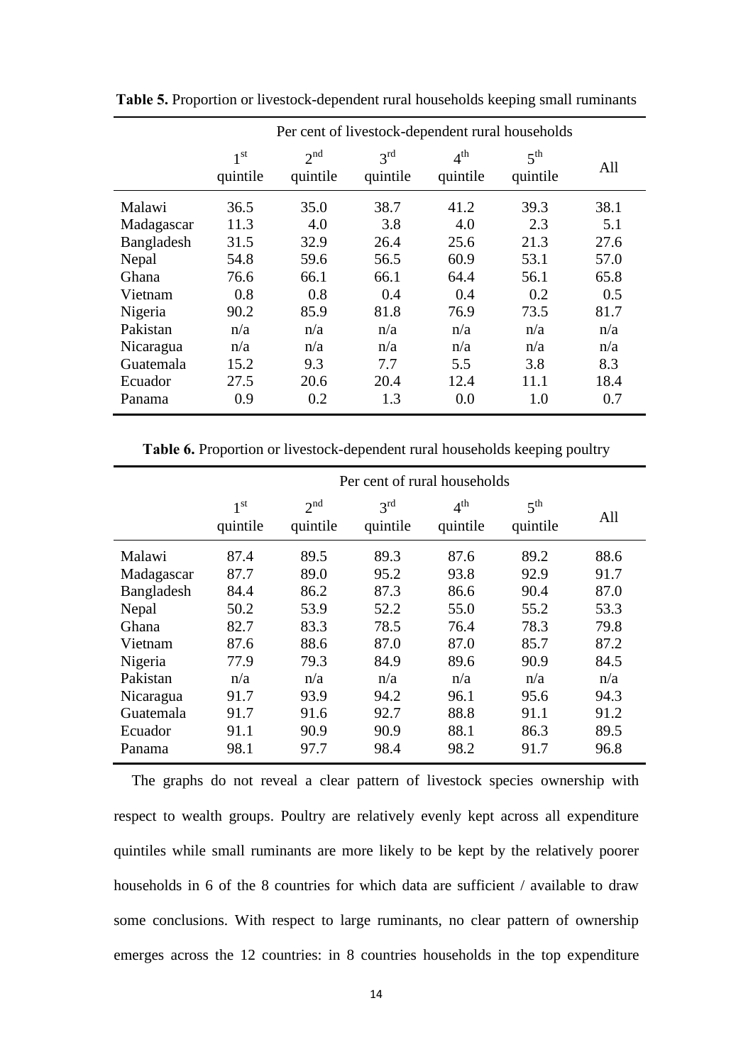**Table 5.** Proportion or livestock-dependent rural households keeping small ruminants

| | Per cent of livestock-dependent rural households | | | | | |
|---|---|---|---|---|---|---|
| | 1st quintile | 2nd quintile | 3rd quintile | 4th quintile | 5th quintile | All |
| Malawi | 36.5 | 35.0 | 38.7 | 41.2 | 39.3 | 38.1 |
| Madagascar | 11.3 | 4.0 | 3.8 | 4.0 | 2.3 | 5.1 |
| Bangladesh | 31.5 | 32.9 | 26.4 | 25.6 | 21.3 | 27.6 |
| Nepal | 54.8 | 59.6 | 56.5 | 60.9 | 53.1 | 57.0 |
| Ghana | 76.6 | 66.1 | 66.1 | 64.4 | 56.1 | 65.8 |
| Vietnam | 0.8 | 0.8 | 0.4 | 0.4 | 0.2 | 0.5 |
| Nigeria | 90.2 | 85.9 | 81.8 | 76.9 | 73.5 | 81.7 |
| Pakistan | n/a | n/a | n/a | n/a | n/a | n/a |
| Nicaragua | n/a | n/a | n/a | n/a | n/a | n/a |
| Guatemala | 15.2 | 9.3 | 7.7 | 5.5 | 3.8 | 8.3 |
| Ecuador | 27.5 | 20.6 | 20.4 | 12.4 | 11.1 | 18.4 |
| Panama | 0.9 | 0.2 | 1.3 | 0.0 | 1.0 | 0.7 |

**Table 6.** Proportion or livestock-dependent rural households keeping poultry

| | Per cent of rural households | | | | | |
|---|---|---|---|---|---|---|
| | 1st quintile | 2nd quintile | 3rd quintile | 4th quintile | 5th quintile | All |
| Malawi | 87.4 | 89.5 | 89.3 | 87.6 | 89.2 | 88.6 |
| Madagascar | 87.7 | 89.0 | 95.2 | 93.8 | 92.9 | 91.7 |
| Bangladesh | 84.4 | 86.2 | 87.3 | 86.6 | 90.4 | 87.0 |
| Nepal | 50.2 | 53.9 | 52.2 | 55.0 | 55.2 | 53.3 |
| Ghana | 82.7 | 83.3 | 78.5 | 76.4 | 78.3 | 79.8 |
| Vietnam | 87.6 | 88.6 | 87.0 | 87.0 | 85.7 | 87.2 |
| Nigeria | 77.9 | 79.3 | 84.9 | 89.6 | 90.9 | 84.5 |
| Pakistan | n/a | n/a | n/a | n/a | n/a | n/a |
| Nicaragua | 91.7 | 93.9 | 94.2 | 96.1 | 95.6 | 94.3 |
| Guatemala | 91.7 | 91.6 | 92.7 | 88.8 | 91.1 | 91.2 |
| Ecuador | 91.1 | 90.9 | 90.9 | 88.1 | 86.3 | 89.5 |
| Panama | 98.1 | 97.7 | 98.4 | 98.2 | 91.7 | 96.8 |

The graphs do not reveal a clear pattern of livestock species ownership with respect to wealth groups. Poultry are relatively evenly kept across all expenditure quintiles while small ruminants are more likely to be kept by the relatively poorer households in 6 of the 8 countries for which data are sufficient / available to draw some conclusions. With respect to large ruminants, no clear pattern of ownership emerges across the 12 countries: in 8 countries households in the top expenditure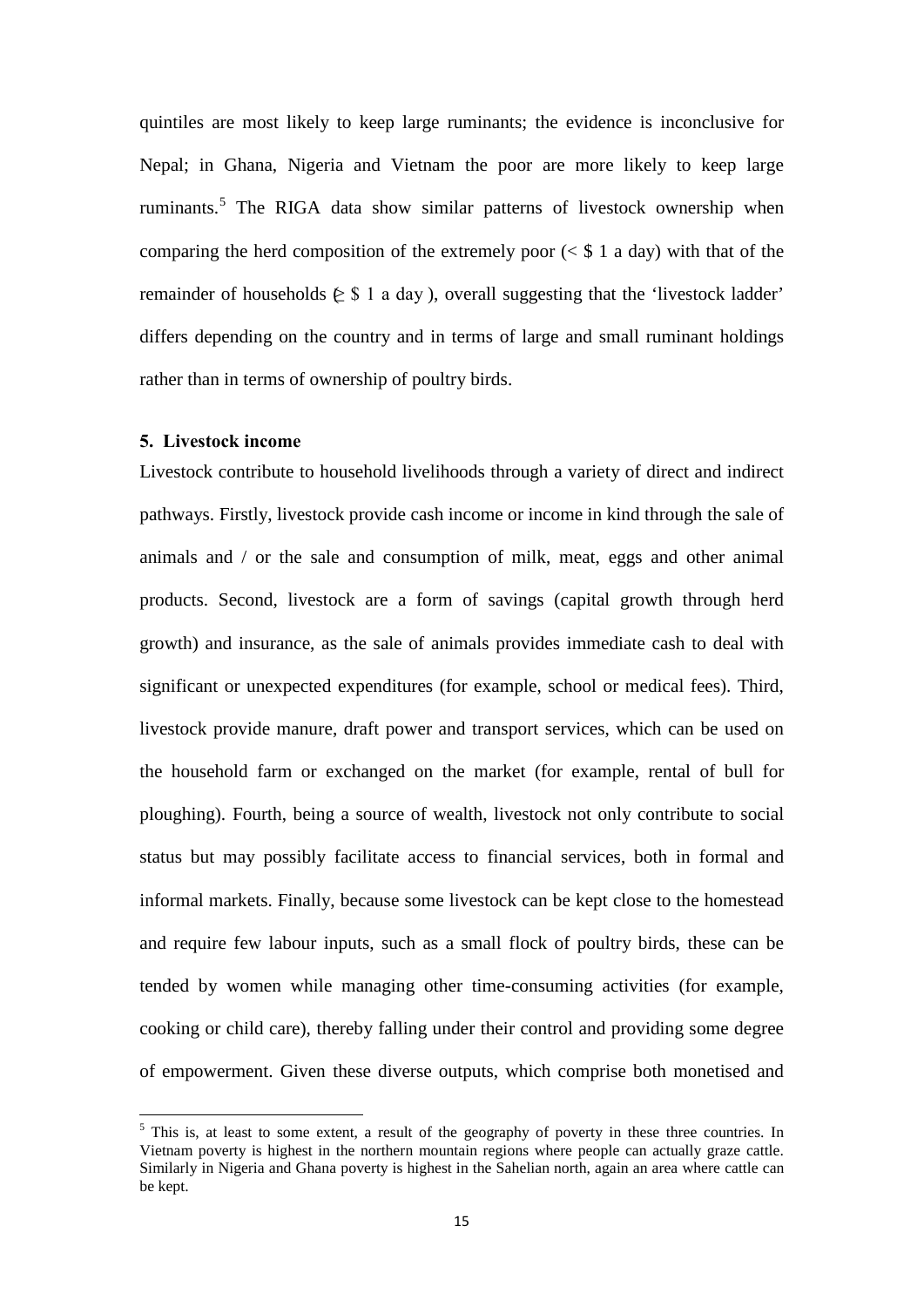quintiles are most likely to keep large ruminants; the evidence is inconclusive for Nepal; in Ghana, Nigeria and Vietnam the poor are more likely to keep large ruminants.[5] The RIGA data show similar patterns of livestock ownership when comparing the herd composition of the extremely poor (< $ 1 a day) with that of the remainder of households (≥ $ 1 a day ), overall suggesting that the 'livestock ladder' differs depending on the country and in terms of large and small ruminant holdings rather than in terms of ownership of poultry birds.

## 5. Livestock income

Livestock contribute to household livelihoods through a variety of direct and indirect pathways. Firstly, livestock provide cash income or income in kind through the sale of animals and / or the sale and consumption of milk, meat, eggs and other animal products. Second, livestock are a form of savings (capital growth through herd growth) and insurance, as the sale of animals provides immediate cash to deal with significant or unexpected expenditures (for example, school or medical fees). Third, livestock provide manure, draft power and transport services, which can be used on the household farm or exchanged on the market (for example, rental of bull for ploughing). Fourth, being a source of wealth, livestock not only contribute to social status but may possibly facilitate access to financial services, both in formal and informal markets. Finally, because some livestock can be kept close to the homestead and require few labour inputs, such as a small flock of poultry birds, these can be tended by women while managing other time-consuming activities (for example, cooking or child care), thereby falling under their control and providing some degree of empowerment. Given these diverse outputs, which comprise both monetised and

---

[5] This is, at least to some extent, a result of the geography of poverty in these three countries. In Vietnam poverty is highest in the northern mountain regions where people can actually graze cattle. Similarly in Nigeria and Ghana poverty is highest in the Sahelian north, again an area where cattle can be kept.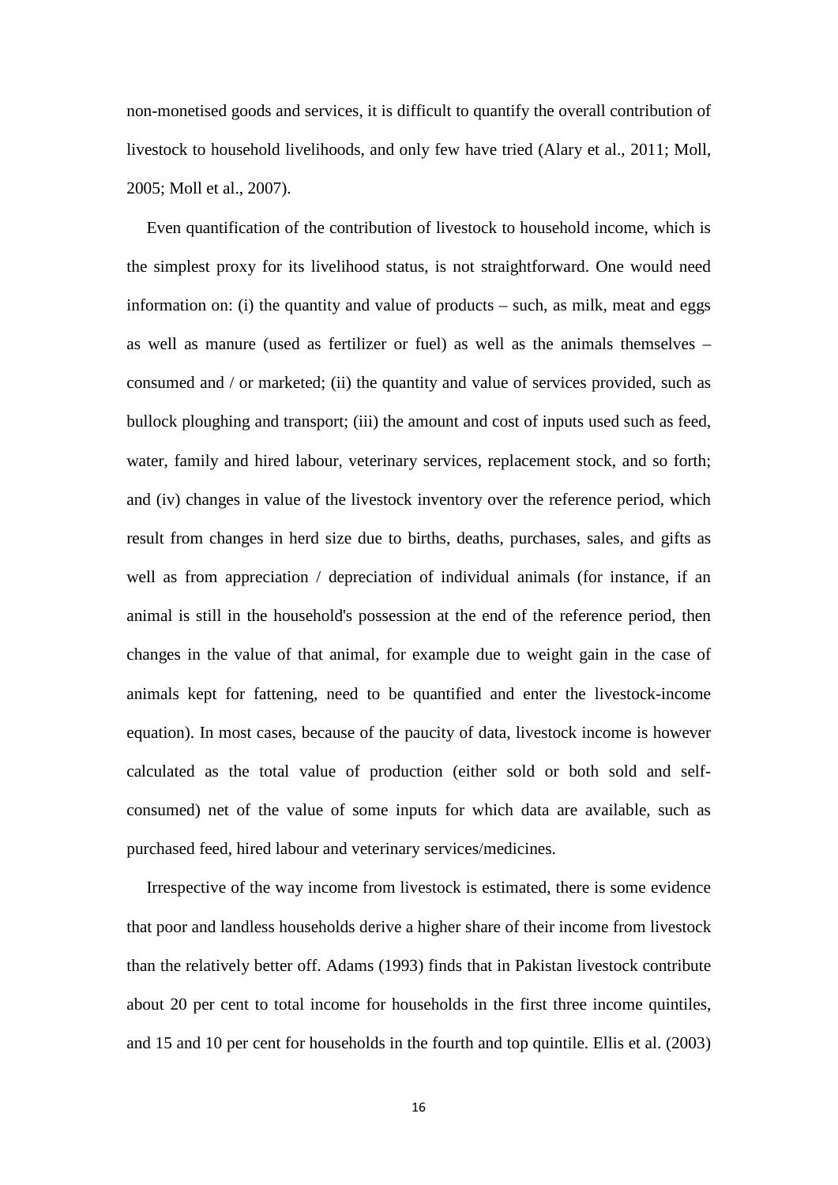non-monetised goods and services, it is difficult to quantify the overall contribution of livestock to household livelihoods, and only few have tried (Alary et al., 2011; Moll, 2005; Moll et al., 2007).

Even quantification of the contribution of livestock to household income, which is the simplest proxy for its livelihood status, is not straightforward. One would need information on: (i) the quantity and value of products – such, as milk, meat and eggs as well as manure (used as fertilizer or fuel) as well as the animals themselves – consumed and / or marketed; (ii) the quantity and value of services provided, such as bullock ploughing and transport; (iii) the amount and cost of inputs used such as feed, water, family and hired labour, veterinary services, replacement stock, and so forth; and (iv) changes in value of the livestock inventory over the reference period, which result from changes in herd size due to births, deaths, purchases, sales, and gifts as well as from appreciation / depreciation of individual animals (for instance, if an animal is still in the household's possession at the end of the reference period, then changes in the value of that animal, for example due to weight gain in the case of animals kept for fattening, need to be quantified and enter the livestock-income equation). In most cases, because of the paucity of data, livestock income is however calculated as the total value of production (either sold or both sold and self-consumed) net of the value of some inputs for which data are available, such as purchased feed, hired labour and veterinary services/medicines.

Irrespective of the way income from livestock is estimated, there is some evidence that poor and landless households derive a higher share of their income from livestock than the relatively better off. Adams (1993) finds that in Pakistan livestock contribute about 20 per cent to total income for households in the first three income quintiles, and 15 and 10 per cent for households in the fourth and top quintile. Ellis et al. (2003)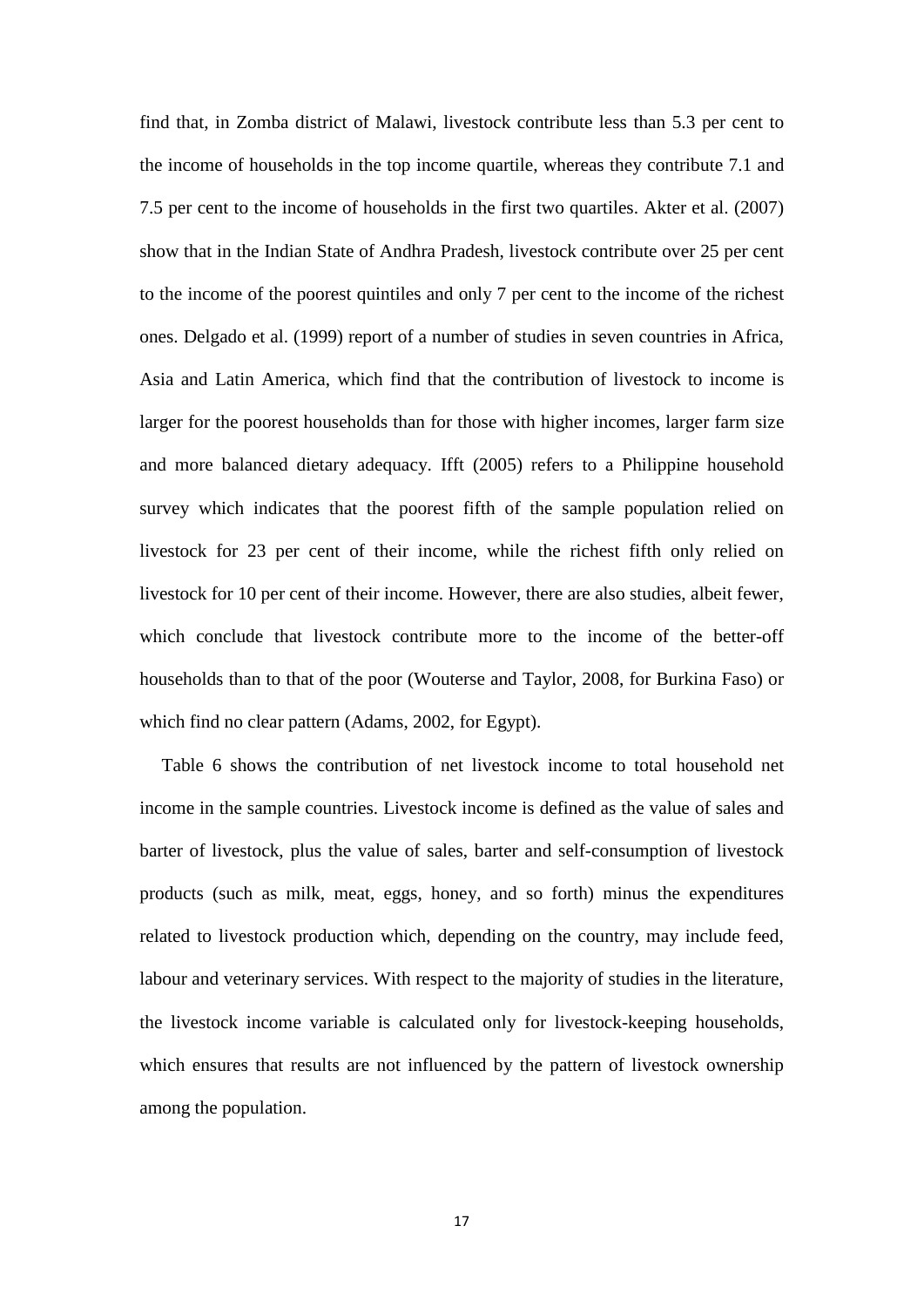find that, in Zomba district of Malawi, livestock contribute less than 5.3 per cent to the income of households in the top income quartile, whereas they contribute 7.1 and 7.5 per cent to the income of households in the first two quartiles. Akter et al. (2007) show that in the Indian State of Andhra Pradesh, livestock contribute over 25 per cent to the income of the poorest quintiles and only 7 per cent to the income of the richest ones. Delgado et al. (1999) report of a number of studies in seven countries in Africa, Asia and Latin America, which find that the contribution of livestock to income is larger for the poorest households than for those with higher incomes, larger farm size and more balanced dietary adequacy. Ifft (2005) refers to a Philippine household survey which indicates that the poorest fifth of the sample population relied on livestock for 23 per cent of their income, while the richest fifth only relied on livestock for 10 per cent of their income. However, there are also studies, albeit fewer, which conclude that livestock contribute more to the income of the better-off households than to that of the poor (Wouterse and Taylor, 2008, for Burkina Faso) or which find no clear pattern (Adams, 2002, for Egypt).

Table 6 shows the contribution of net livestock income to total household net income in the sample countries. Livestock income is defined as the value of sales and barter of livestock, plus the value of sales, barter and self-consumption of livestock products (such as milk, meat, eggs, honey, and so forth) minus the expenditures related to livestock production which, depending on the country, may include feed, labour and veterinary services. With respect to the majority of studies in the literature, the livestock income variable is calculated only for livestock-keeping households, which ensures that results are not influenced by the pattern of livestock ownership among the population.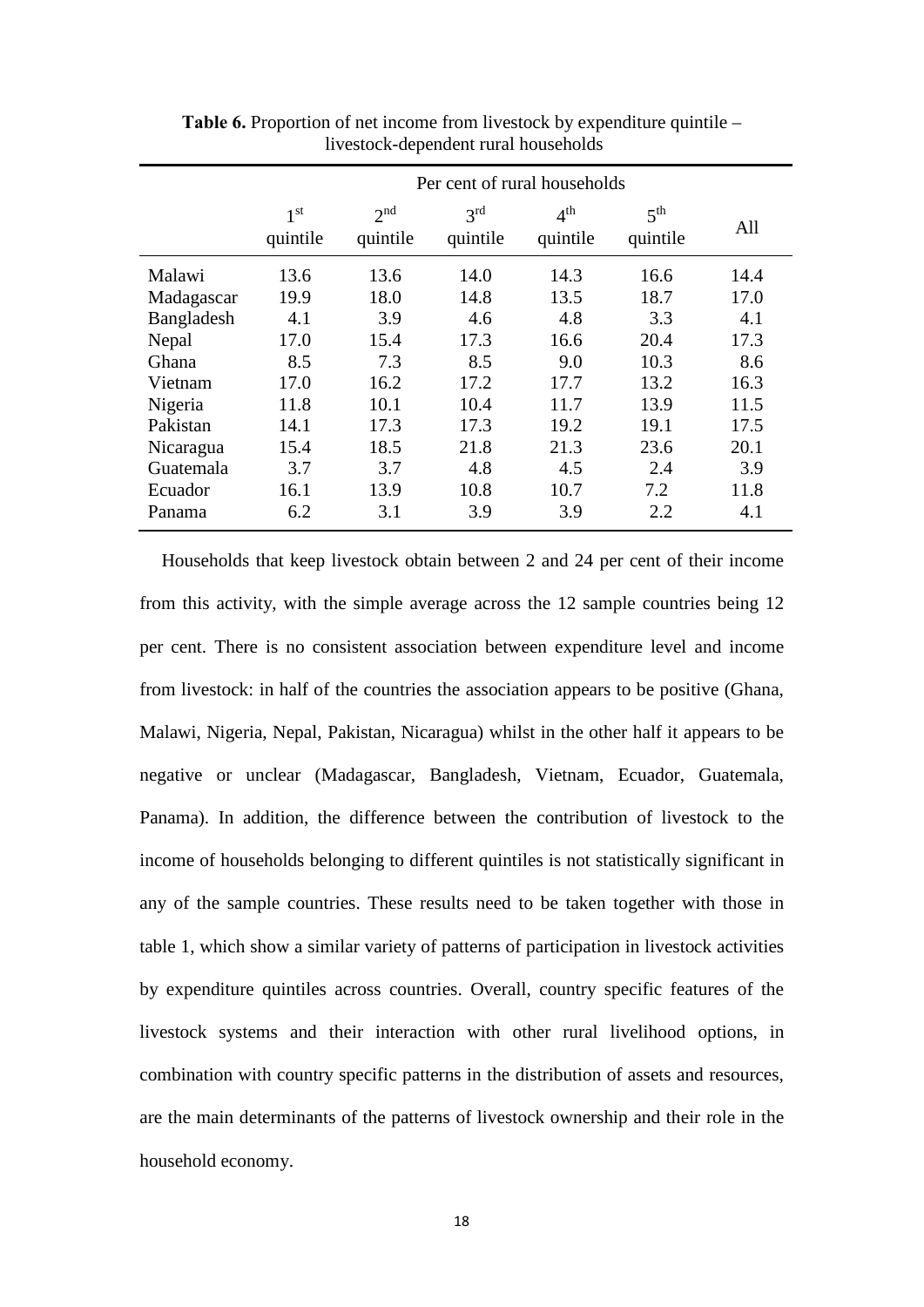**Table 6.** Proportion of net income from livestock by expenditure quintile – livestock-dependent rural households

| | Per cent of rural households | | | | | |
|---|---|---|---|---|---|---|
| | 1st quintile | 2nd quintile | 3rd quintile | 4th quintile | 5th quintile | All |
| Malawi | 13.6 | 13.6 | 14.0 | 14.3 | 16.6 | 14.4 |
| Madagascar | 19.9 | 18.0 | 14.8 | 13.5 | 18.7 | 17.0 |
| Bangladesh | 4.1 | 3.9 | 4.6 | 4.8 | 3.3 | 4.1 |
| Nepal | 17.0 | 15.4 | 17.3 | 16.6 | 20.4 | 17.3 |
| Ghana | 8.5 | 7.3 | 8.5 | 9.0 | 10.3 | 8.6 |
| Vietnam | 17.0 | 16.2 | 17.2 | 17.7 | 13.2 | 16.3 |
| Nigeria | 11.8 | 10.1 | 10.4 | 11.7 | 13.9 | 11.5 |
| Pakistan | 14.1 | 17.3 | 17.3 | 19.2 | 19.1 | 17.5 |
| Nicaragua | 15.4 | 18.5 | 21.8 | 21.3 | 23.6 | 20.1 |
| Guatemala | 3.7 | 3.7 | 4.8 | 4.5 | 2.4 | 3.9 |
| Ecuador | 16.1 | 13.9 | 10.8 | 10.7 | 7.2 | 11.8 |
| Panama | 6.2 | 3.1 | 3.9 | 3.9 | 2.2 | 4.1 |

Households that keep livestock obtain between 2 and 24 per cent of their income from this activity, with the simple average across the 12 sample countries being 12 per cent. There is no consistent association between expenditure level and income from livestock: in half of the countries the association appears to be positive (Ghana, Malawi, Nigeria, Nepal, Pakistan, Nicaragua) whilst in the other half it appears to be negative or unclear (Madagascar, Bangladesh, Vietnam, Ecuador, Guatemala, Panama). In addition, the difference between the contribution of livestock to the income of households belonging to different quintiles is not statistically significant in any of the sample countries. These results need to be taken together with those in table 1, which show a similar variety of patterns of participation in livestock activities by expenditure quintiles across countries. Overall, country specific features of the livestock systems and their interaction with other rural livelihood options, in combination with country specific patterns in the distribution of assets and resources, are the main determinants of the patterns of livestock ownership and their role in the household economy.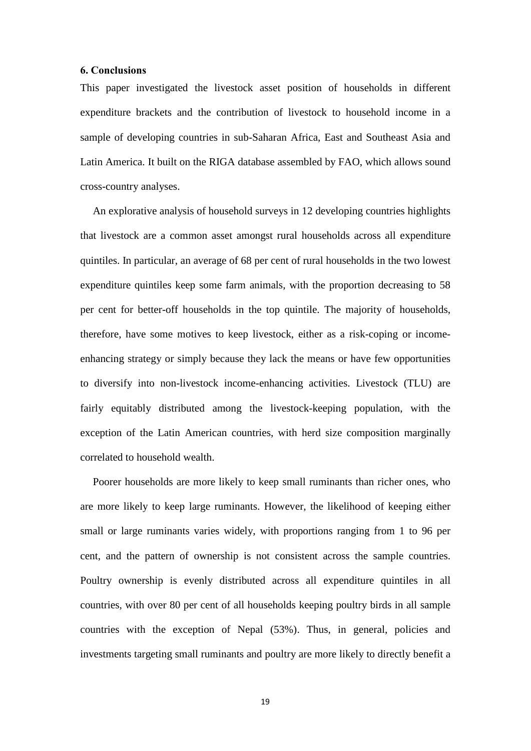## 6. Conclusions

This paper investigated the livestock asset position of households in different expenditure brackets and the contribution of livestock to household income in a sample of developing countries in sub-Saharan Africa, East and Southeast Asia and Latin America. It built on the RIGA database assembled by FAO, which allows sound cross-country analyses.

An explorative analysis of household surveys in 12 developing countries highlights that livestock are a common asset amongst rural households across all expenditure quintiles. In particular, an average of 68 per cent of rural households in the two lowest expenditure quintiles keep some farm animals, with the proportion decreasing to 58 per cent for better-off households in the top quintile. The majority of households, therefore, have some motives to keep livestock, either as a risk-coping or income-enhancing strategy or simply because they lack the means or have few opportunities to diversify into non-livestock income-enhancing activities. Livestock (TLU) are fairly equitably distributed among the livestock-keeping population, with the exception of the Latin American countries, with herd size composition marginally correlated to household wealth.

Poorer households are more likely to keep small ruminants than richer ones, who are more likely to keep large ruminants. However, the likelihood of keeping either small or large ruminants varies widely, with proportions ranging from 1 to 96 per cent, and the pattern of ownership is not consistent across the sample countries. Poultry ownership is evenly distributed across all expenditure quintiles in all countries, with over 80 per cent of all households keeping poultry birds in all sample countries with the exception of Nepal (53%). Thus, in general, policies and investments targeting small ruminants and poultry are more likely to directly benefit a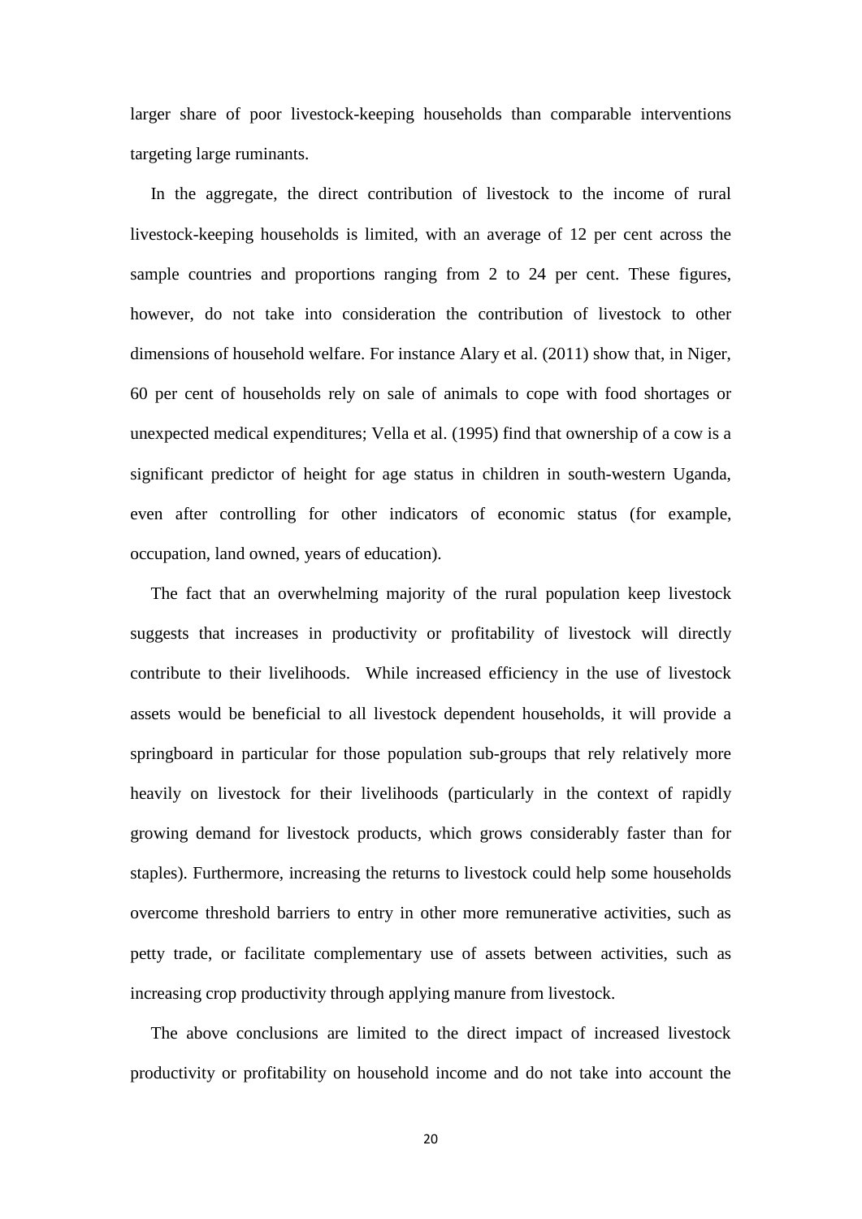larger share of poor livestock-keeping households than comparable interventions targeting large ruminants.

In the aggregate, the direct contribution of livestock to the income of rural livestock-keeping households is limited, with an average of 12 per cent across the sample countries and proportions ranging from 2 to 24 per cent. These figures, however, do not take into consideration the contribution of livestock to other dimensions of household welfare. For instance Alary et al. (2011) show that, in Niger, 60 per cent of households rely on sale of animals to cope with food shortages or unexpected medical expenditures; Vella et al. (1995) find that ownership of a cow is a significant predictor of height for age status in children in south-western Uganda, even after controlling for other indicators of economic status (for example, occupation, land owned, years of education).

The fact that an overwhelming majority of the rural population keep livestock suggests that increases in productivity or profitability of livestock will directly contribute to their livelihoods. While increased efficiency in the use of livestock assets would be beneficial to all livestock dependent households, it will provide a springboard in particular for those population sub-groups that rely relatively more heavily on livestock for their livelihoods (particularly in the context of rapidly growing demand for livestock products, which grows considerably faster than for staples). Furthermore, increasing the returns to livestock could help some households overcome threshold barriers to entry in other more remunerative activities, such as petty trade, or facilitate complementary use of assets between activities, such as increasing crop productivity through applying manure from livestock.

The above conclusions are limited to the direct impact of increased livestock productivity or profitability on household income and do not take into account the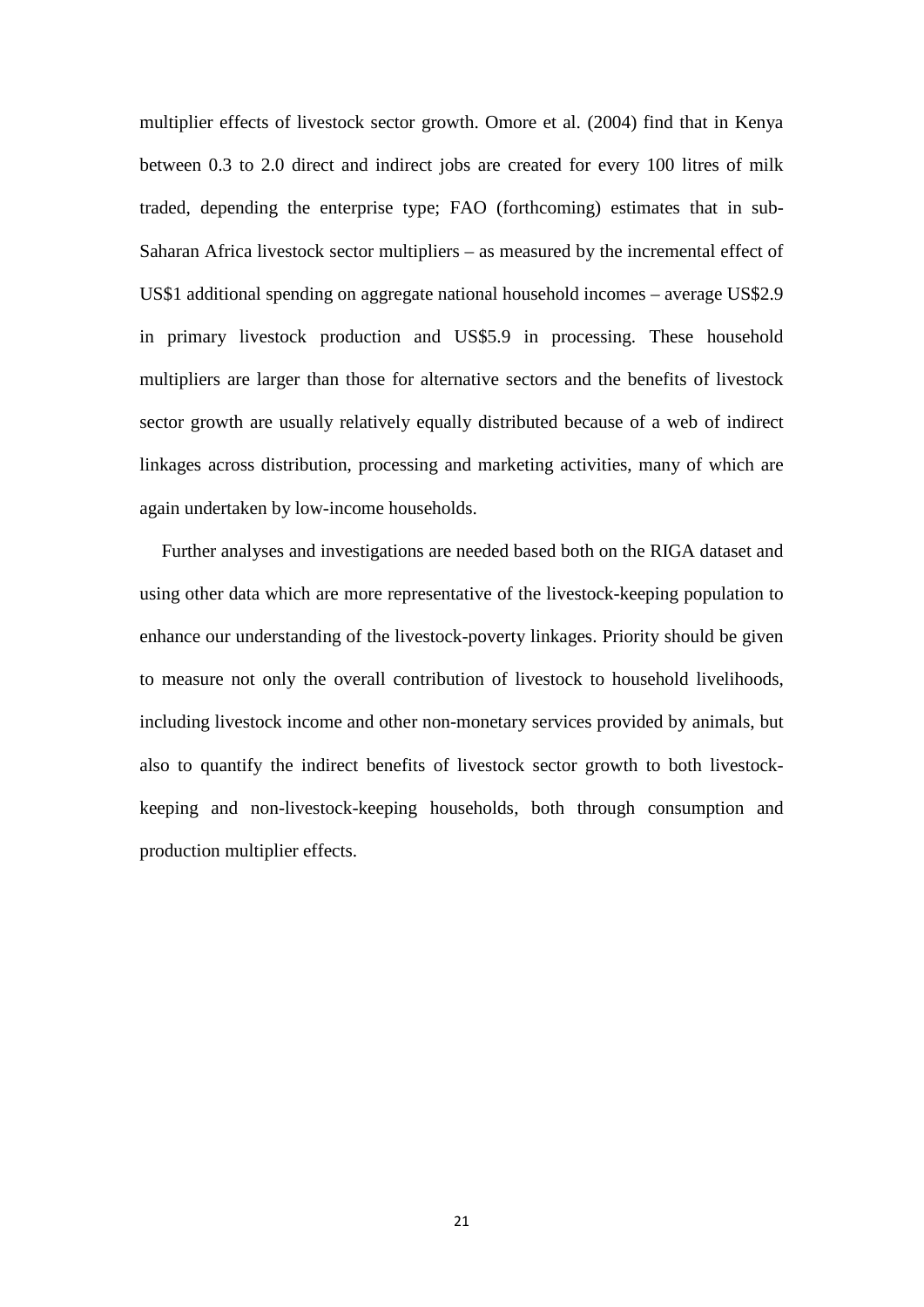multiplier effects of livestock sector growth. Omore et al. (2004) find that in Kenya between 0.3 to 2.0 direct and indirect jobs are created for every 100 litres of milk traded, depending the enterprise type; FAO (forthcoming) estimates that in sub-Saharan Africa livestock sector multipliers – as measured by the incremental effect of US$1 additional spending on aggregate national household incomes – average US$2.9 in primary livestock production and US$5.9 in processing. These household multipliers are larger than those for alternative sectors and the benefits of livestock sector growth are usually relatively equally distributed because of a web of indirect linkages across distribution, processing and marketing activities, many of which are again undertaken by low-income households.

Further analyses and investigations are needed based both on the RIGA dataset and using other data which are more representative of the livestock-keeping population to enhance our understanding of the livestock-poverty linkages. Priority should be given to measure not only the overall contribution of livestock to household livelihoods, including livestock income and other non-monetary services provided by animals, but also to quantify the indirect benefits of livestock sector growth to both livestock-keeping and non-livestock-keeping households, both through consumption and production multiplier effects.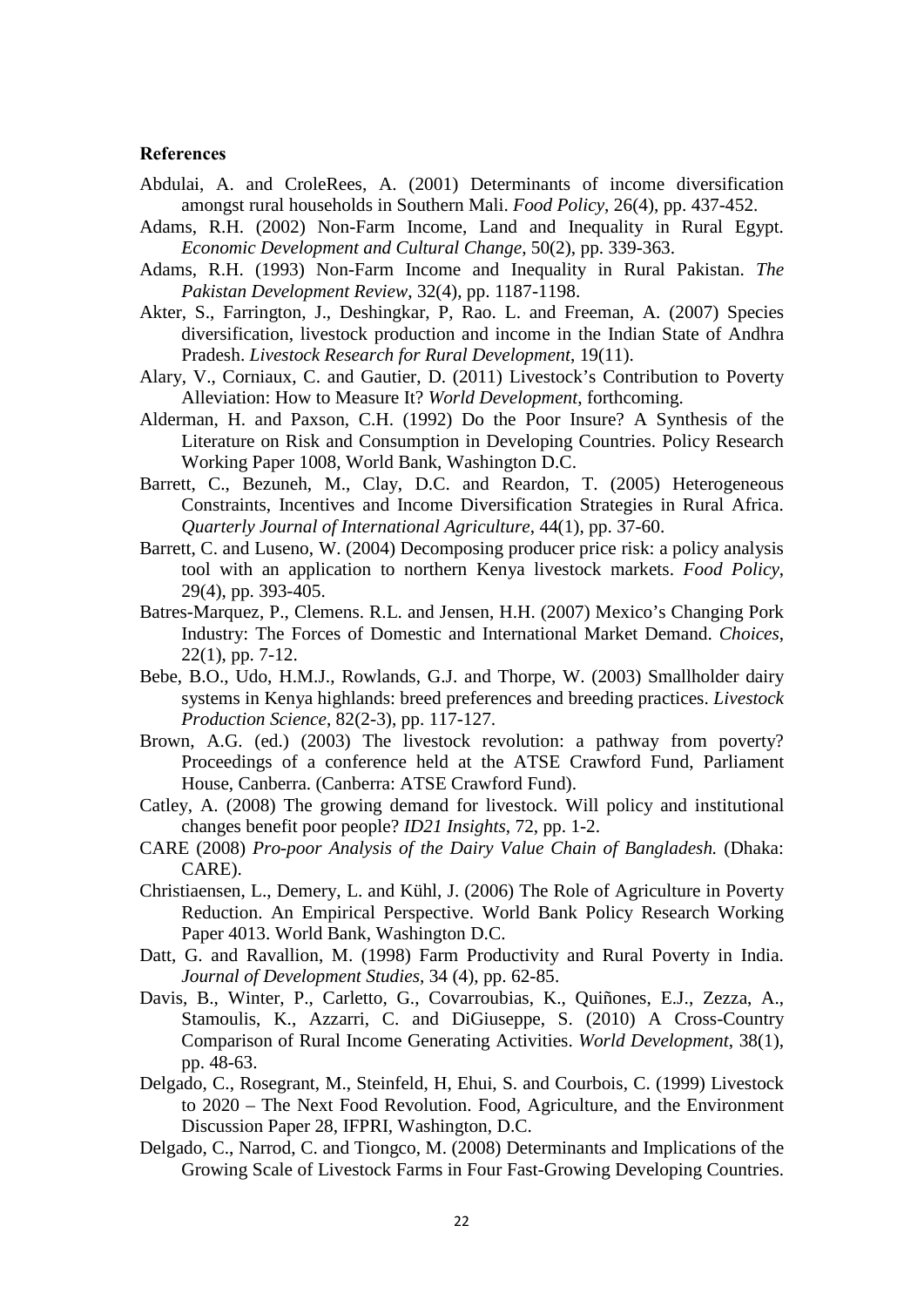**References**

Abdulai, A. and CroleRees, A. (2001) Determinants of income diversification amongst rural households in Southern Mali. *Food Policy*, 26(4), pp. 437-452.

Adams, R.H. (2002) Non-Farm Income, Land and Inequality in Rural Egypt. *Economic Development and Cultural Change*, 50(2), pp. 339-363.

Adams, R.H. (1993) Non-Farm Income and Inequality in Rural Pakistan. *The Pakistan Development Review*, 32(4), pp. 1187-1198.

Akter, S., Farrington, J., Deshingkar, P, Rao. L. and Freeman, A. (2007) Species diversification, livestock production and income in the Indian State of Andhra Pradesh. *Livestock Research for Rural Development*, 19(11).

Alary, V., Corniaux, C. and Gautier, D. (2011) Livestock's Contribution to Poverty Alleviation: How to Measure It? *World Development*, forthcoming.

Alderman, H. and Paxson, C.H. (1992) Do the Poor Insure? A Synthesis of the Literature on Risk and Consumption in Developing Countries. Policy Research Working Paper 1008, World Bank, Washington D.C.

Barrett, C., Bezuneh, M., Clay, D.C. and Reardon, T. (2005) Heterogeneous Constraints, Incentives and Income Diversification Strategies in Rural Africa. *Quarterly Journal of International Agriculture*, 44(1), pp. 37-60.

Barrett, C. and Luseno, W. (2004) Decomposing producer price risk: a policy analysis tool with an application to northern Kenya livestock markets. *Food Policy*, 29(4), pp. 393-405.

Batres-Marquez, P., Clemens. R.L. and Jensen, H.H. (2007) Mexico's Changing Pork Industry: The Forces of Domestic and International Market Demand. *Choices*, 22(1), pp. 7-12.

Bebe, B.O., Udo, H.M.J., Rowlands, G.J. and Thorpe, W. (2003) Smallholder dairy systems in Kenya highlands: breed preferences and breeding practices. *Livestock Production Science*, 82(2-3), pp. 117-127.

Brown, A.G. (ed.) (2003) The livestock revolution: a pathway from poverty? Proceedings of a conference held at the ATSE Crawford Fund, Parliament House, Canberra. (Canberra: ATSE Crawford Fund).

Catley, A. (2008) The growing demand for livestock. Will policy and institutional changes benefit poor people? *ID21 Insights*, 72, pp. 1-2.

CARE (2008) *Pro-poor Analysis of the Dairy Value Chain of Bangladesh.* (Dhaka: CARE).

Christiaensen, L., Demery, L. and Kühl, J. (2006) The Role of Agriculture in Poverty Reduction. An Empirical Perspective. World Bank Policy Research Working Paper 4013. World Bank, Washington D.C.

Datt, G. and Ravallion, M. (1998) Farm Productivity and Rural Poverty in India. *Journal of Development Studies*, 34 (4), pp. 62-85.

Davis, B., Winter, P., Carletto, G., Covarroubias, K., Quiñones, E.J., Zezza, A., Stamoulis, K., Azzarri, C. and DiGiuseppe, S. (2010) A Cross-Country Comparison of Rural Income Generating Activities. *World Development*, 38(1), pp. 48-63.

Delgado, C., Rosegrant, M., Steinfeld, H, Ehui, S. and Courbois, C. (1999) Livestock to 2020 – The Next Food Revolution. Food, Agriculture, and the Environment Discussion Paper 28, IFPRI, Washington, D.C.

Delgado, C., Narrod, C. and Tiongco, M. (2008) Determinants and Implications of the Growing Scale of Livestock Farms in Four Fast-Growing Developing Countries.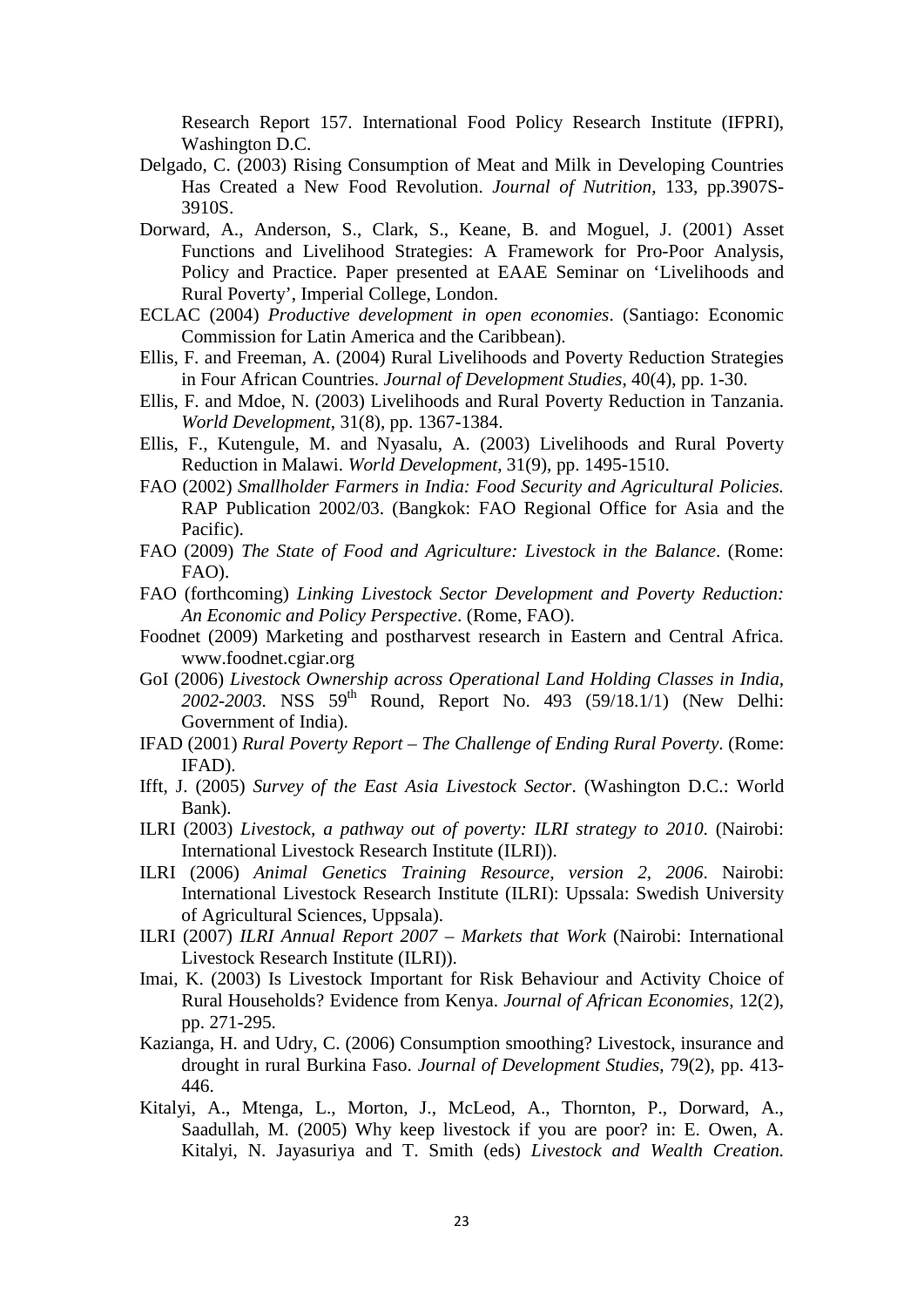Research Report 157. International Food Policy Research Institute (IFPRI), Washington D.C.

Delgado, C. (2003) Rising Consumption of Meat and Milk in Developing Countries Has Created a New Food Revolution. *Journal of Nutrition*, 133, pp.3907S-3910S.

Dorward, A., Anderson, S., Clark, S., Keane, B. and Moguel, J. (2001) Asset Functions and Livelihood Strategies: A Framework for Pro-Poor Analysis, Policy and Practice. Paper presented at EAAE Seminar on 'Livelihoods and Rural Poverty', Imperial College, London.

ECLAC (2004) *Productive development in open economies*. (Santiago: Economic Commission for Latin America and the Caribbean).

Ellis, F. and Freeman, A. (2004) Rural Livelihoods and Poverty Reduction Strategies in Four African Countries. *Journal of Development Studies*, 40(4), pp. 1-30.

Ellis, F. and Mdoe, N. (2003) Livelihoods and Rural Poverty Reduction in Tanzania. *World Development*, 31(8), pp. 1367-1384.

Ellis, F., Kutengule, M. and Nyasalu, A. (2003) Livelihoods and Rural Poverty Reduction in Malawi. *World Development*, 31(9), pp. 1495-1510.

FAO (2002) *Smallholder Farmers in India: Food Security and Agricultural Policies.* RAP Publication 2002/03. (Bangkok: FAO Regional Office for Asia and the Pacific).

FAO (2009) *The State of Food and Agriculture: Livestock in the Balance*. (Rome: FAO).

FAO (forthcoming) *Linking Livestock Sector Development and Poverty Reduction: An Economic and Policy Perspective*. (Rome, FAO).

Foodnet (2009) Marketing and postharvest research in Eastern and Central Africa. www.foodnet.cgiar.org

GoI (2006) *Livestock Ownership across Operational Land Holding Classes in India, 2002-2003.* NSS 59th Round, Report No. 493 (59/18.1/1) (New Delhi: Government of India).

IFAD (2001) *Rural Poverty Report – The Challenge of Ending Rural Poverty*. (Rome: IFAD).

Ifft, J. (2005) *Survey of the East Asia Livestock Sector*. (Washington D.C.: World Bank).

ILRI (2003) *Livestock, a pathway out of poverty: ILRI strategy to 2010*. (Nairobi: International Livestock Research Institute (ILRI)).

ILRI (2006) *Animal Genetics Training Resource, version 2, 2006*. Nairobi: International Livestock Research Institute (ILRI): Upssala: Swedish University of Agricultural Sciences, Uppsala).

ILRI (2007) *ILRI Annual Report 2007 – Markets that Work* (Nairobi: International Livestock Research Institute (ILRI)).

Imai, K. (2003) Is Livestock Important for Risk Behaviour and Activity Choice of Rural Households? Evidence from Kenya. *Journal of African Economies*, 12(2), pp. 271-295.

Kazianga, H. and Udry, C. (2006) Consumption smoothing? Livestock, insurance and drought in rural Burkina Faso. *Journal of Development Studies*, 79(2), pp. 413-446.

Kitalyi, A., Mtenga, L., Morton, J., McLeod, A., Thornton, P., Dorward, A., Saadullah, M. (2005) Why keep livestock if you are poor? in: E. Owen, A. Kitalyi, N. Jayasuriya and T. Smith (eds) *Livestock and Wealth Creation.*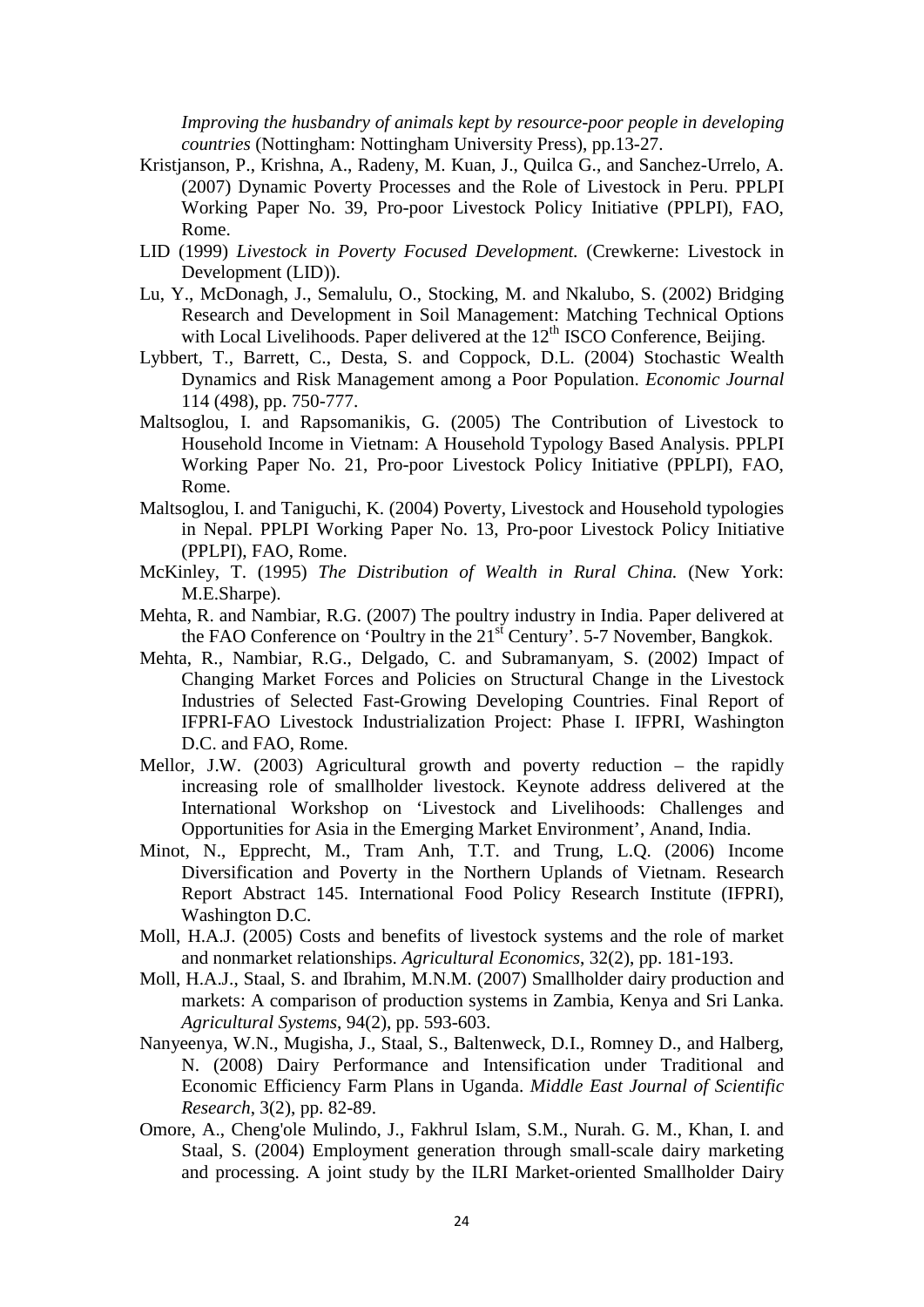*Improving the husbandry of animals kept by resource-poor people in developing countries* (Nottingham: Nottingham University Press), pp.13-27.

Kristjanson, P., Krishna, A., Radeny, M. Kuan, J., Quilca G., and Sanchez-Urrelo, A. (2007) Dynamic Poverty Processes and the Role of Livestock in Peru. PPLPI Working Paper No. 39, Pro-poor Livestock Policy Initiative (PPLPI), FAO, Rome.

LID (1999) *Livestock in Poverty Focused Development.* (Crewkerne: Livestock in Development (LID)).

Lu, Y., McDonagh, J., Semalulu, O., Stocking, M. and Nkalubo, S. (2002) Bridging Research and Development in Soil Management: Matching Technical Options with Local Livelihoods. Paper delivered at the 12th ISCO Conference, Beijing.

Lybbert, T., Barrett, C., Desta, S. and Coppock, D.L. (2004) Stochastic Wealth Dynamics and Risk Management among a Poor Population. *Economic Journal* 114 (498), pp. 750-777.

Maltsoglou, I. and Rapsomanikis, G. (2005) The Contribution of Livestock to Household Income in Vietnam: A Household Typology Based Analysis. PPLPI Working Paper No. 21, Pro-poor Livestock Policy Initiative (PPLPI), FAO, Rome.

Maltsoglou, I. and Taniguchi, K. (2004) Poverty, Livestock and Household typologies in Nepal. PPLPI Working Paper No. 13, Pro-poor Livestock Policy Initiative (PPLPI), FAO, Rome.

McKinley, T. (1995) *The Distribution of Wealth in Rural China.* (New York: M.E.Sharpe).

Mehta, R. and Nambiar, R.G. (2007) The poultry industry in India. Paper delivered at the FAO Conference on 'Poultry in the 21st Century'. 5-7 November, Bangkok.

Mehta, R., Nambiar, R.G., Delgado, C. and Subramanyam, S. (2002) Impact of Changing Market Forces and Policies on Structural Change in the Livestock Industries of Selected Fast-Growing Developing Countries. Final Report of IFPRI-FAO Livestock Industrialization Project: Phase I. IFPRI, Washington D.C. and FAO, Rome.

Mellor, J.W. (2003) Agricultural growth and poverty reduction – the rapidly increasing role of smallholder livestock. Keynote address delivered at the International Workshop on 'Livestock and Livelihoods: Challenges and Opportunities for Asia in the Emerging Market Environment', Anand, India.

Minot, N., Epprecht, M., Tram Anh, T.T. and Trung, L.Q. (2006) Income Diversification and Poverty in the Northern Uplands of Vietnam. Research Report Abstract 145. International Food Policy Research Institute (IFPRI), Washington D.C.

Moll, H.A.J. (2005) Costs and benefits of livestock systems and the role of market and nonmarket relationships. *Agricultural Economics*, 32(2), pp. 181-193.

Moll, H.A.J., Staal, S. and Ibrahim, M.N.M. (2007) Smallholder dairy production and markets: A comparison of production systems in Zambia, Kenya and Sri Lanka. *Agricultural Systems*, 94(2), pp. 593-603.

Nanyeenya, W.N., Mugisha, J., Staal, S., Baltenweck, D.I., Romney D., and Halberg, N. (2008) Dairy Performance and Intensification under Traditional and Economic Efficiency Farm Plans in Uganda. *Middle East Journal of Scientific Research*, 3(2), pp. 82-89.

Omore, A., Cheng'ole Mulindo, J., Fakhrul Islam, S.M., Nurah. G. M., Khan, I. and Staal, S. (2004) Employment generation through small-scale dairy marketing and processing. A joint study by the ILRI Market-oriented Smallholder Dairy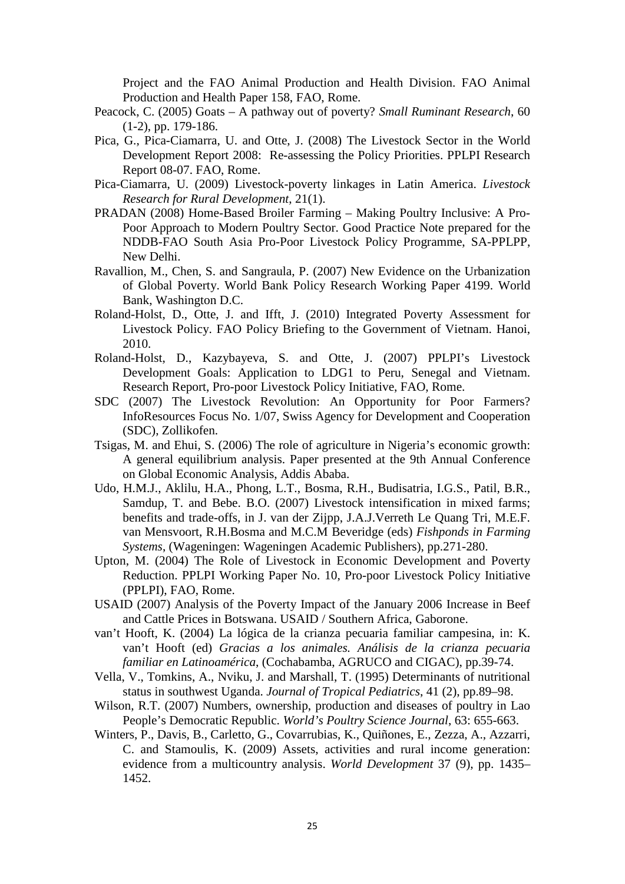Project and the FAO Animal Production and Health Division. FAO Animal Production and Health Paper 158, FAO, Rome.

Peacock, C. (2005) Goats – A pathway out of poverty? *Small Ruminant Research*, 60 (1-2), pp. 179-186.

Pica, G., Pica-Ciamarra, U. and Otte, J. (2008) The Livestock Sector in the World Development Report 2008: Re-assessing the Policy Priorities. PPLPI Research Report 08-07. FAO, Rome.

Pica-Ciamarra, U. (2009) Livestock-poverty linkages in Latin America. *Livestock Research for Rural Development*, 21(1).

PRADAN (2008) Home-Based Broiler Farming – Making Poultry Inclusive: A Pro-Poor Approach to Modern Poultry Sector. Good Practice Note prepared for the NDDB-FAO South Asia Pro-Poor Livestock Policy Programme, SA-PPLPP, New Delhi.

Ravallion, M., Chen, S. and Sangraula, P. (2007) New Evidence on the Urbanization of Global Poverty. World Bank Policy Research Working Paper 4199. World Bank, Washington D.C.

Roland-Holst, D., Otte, J. and Ifft, J. (2010) Integrated Poverty Assessment for Livestock Policy. FAO Policy Briefing to the Government of Vietnam. Hanoi, 2010.

Roland-Holst, D., Kazybayeva, S. and Otte, J. (2007) PPLPI's Livestock Development Goals: Application to LDG1 to Peru, Senegal and Vietnam. Research Report, Pro-poor Livestock Policy Initiative, FAO, Rome.

SDC (2007) The Livestock Revolution: An Opportunity for Poor Farmers? InfoResources Focus No. 1/07, Swiss Agency for Development and Cooperation (SDC), Zollikofen.

Tsigas, M. and Ehui, S. (2006) The role of agriculture in Nigeria's economic growth: A general equilibrium analysis. Paper presented at the 9th Annual Conference on Global Economic Analysis, Addis Ababa.

Udo, H.M.J., Aklilu, H.A., Phong, L.T., Bosma, R.H., Budisatria, I.G.S., Patil, B.R., Samdup, T. and Bebe. B.O. (2007) Livestock intensification in mixed farms; benefits and trade-offs, in J. van der Zijpp, J.A.J.Verreth Le Quang Tri, M.E.F. van Mensvoort, R.H.Bosma and M.C.M Beveridge (eds) *Fishponds in Farming Systems*, (Wageningen: Wageningen Academic Publishers), pp.271-280.

Upton, M. (2004) The Role of Livestock in Economic Development and Poverty Reduction. PPLPI Working Paper No. 10, Pro-poor Livestock Policy Initiative (PPLPI), FAO, Rome.

USAID (2007) Analysis of the Poverty Impact of the January 2006 Increase in Beef and Cattle Prices in Botswana. USAID / Southern Africa, Gaborone.

van't Hooft, K. (2004) La lógica de la crianza pecuaria familiar campesina, in: K. van't Hooft (ed) *Gracias a los animales. Análisis de la crianza pecuaria familiar en Latinoamérica*, (Cochabamba, AGRUCO and CIGAC), pp.39-74.

Vella, V., Tomkins, A., Nviku, J. and Marshall, T. (1995) Determinants of nutritional status in southwest Uganda. *Journal of Tropical Pediatrics*, 41 (2), pp.89–98.

Wilson, R.T. (2007) Numbers, ownership, production and diseases of poultry in Lao People's Democratic Republic. *World's Poultry Science Journal*, 63: 655-663.

Winters, P., Davis, B., Carletto, G., Covarrubias, K., Quiñones, E., Zezza, A., Azzarri, C. and Stamoulis, K. (2009) Assets, activities and rural income generation: evidence from a multicountry analysis. *World Development* 37 (9), pp. 1435–1452.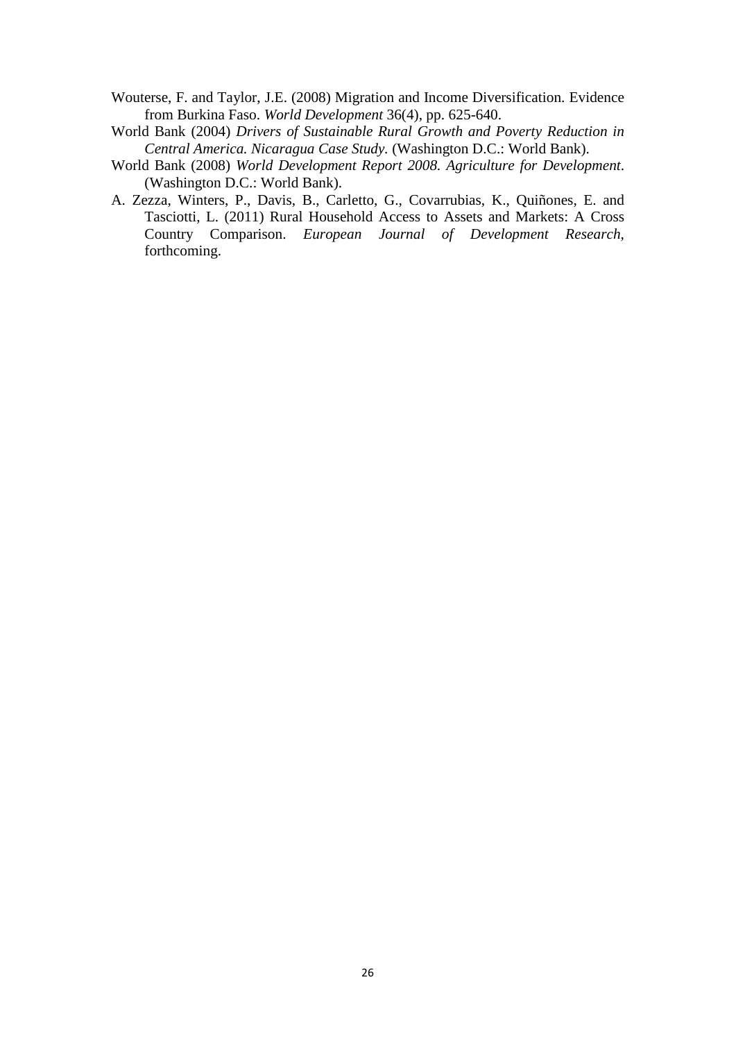Wouterse, F. and Taylor, J.E. (2008) Migration and Income Diversification. Evidence from Burkina Faso. *World Development* 36(4), pp. 625-640.

World Bank (2004) *Drivers of Sustainable Rural Growth and Poverty Reduction in Central America. Nicaragua Case Study*. (Washington D.C.: World Bank).

World Bank (2008) *World Development Report 2008. Agriculture for Development*. (Washington D.C.: World Bank).

A. Zezza, Winters, P., Davis, B., Carletto, G., Covarrubias, K., Quiñones, E. and Tasciotti, L. (2011) Rural Household Access to Assets and Markets: A Cross Country Comparison. *European Journal of Development Research*, forthcoming.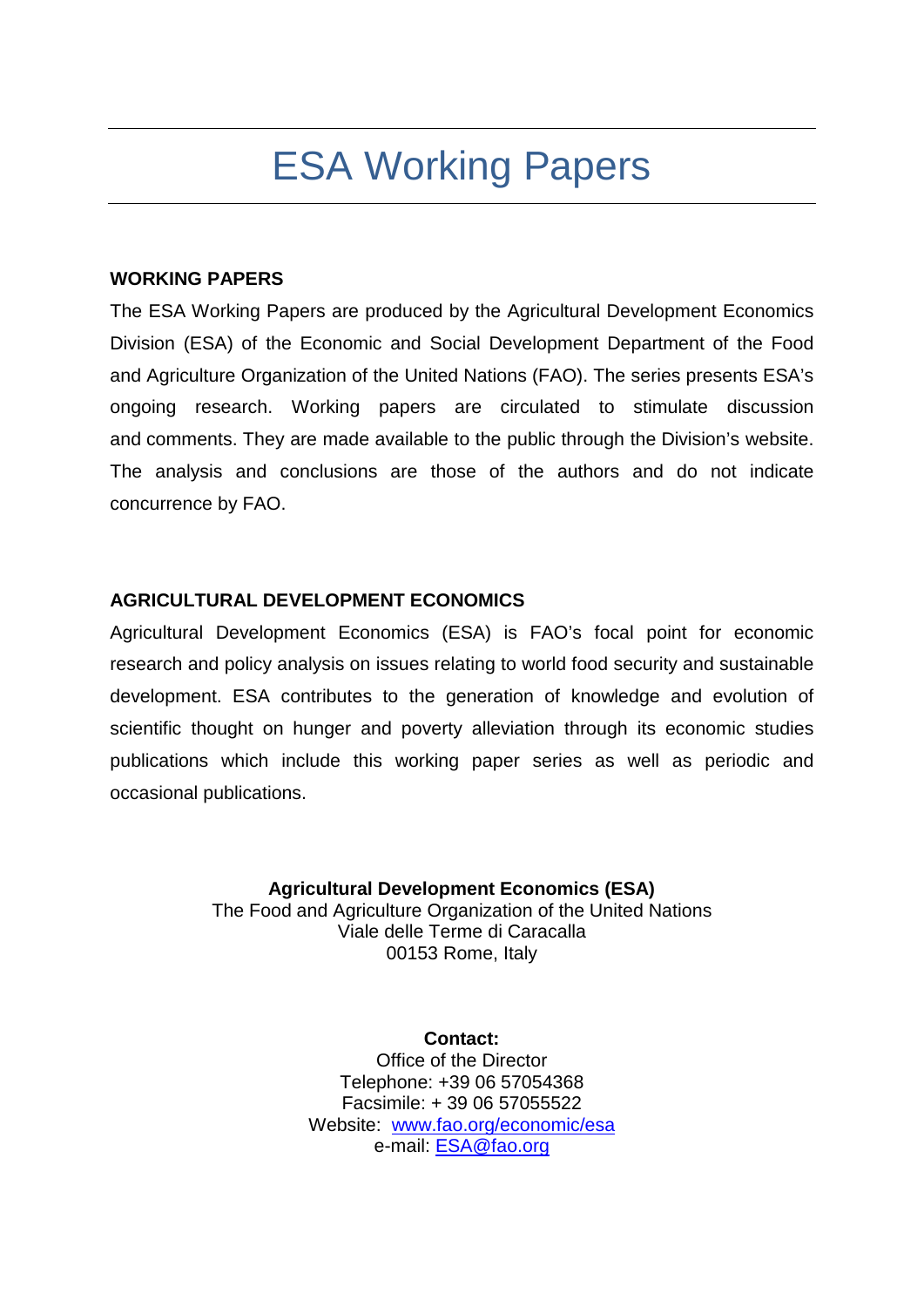# ESA Working Papers

## WORKING PAPERS

The ESA Working Papers are produced by the Agricultural Development Economics Division (ESA) of the Economic and Social Development Department of the Food and Agriculture Organization of the United Nations (FAO). The series presents ESA's ongoing research. Working papers are circulated to stimulate discussion and comments. They are made available to the public through the Division's website. The analysis and conclusions are those of the authors and do not indicate concurrence by FAO.

## AGRICULTURAL DEVELOPMENT ECONOMICS

Agricultural Development Economics (ESA) is FAO's focal point for economic research and policy analysis on issues relating to world food security and sustainable development. ESA contributes to the generation of knowledge and evolution of scientific thought on hunger and poverty alleviation through its economic studies publications which include this working paper series as well as periodic and occasional publications.

**Agricultural Development Economics (ESA)**
The Food and Agriculture Organization of the United Nations
Viale delle Terme di Caracalla
00153 Rome, Italy

**Contact:**
Office of the Director
Telephone: +39 06 57054368
Facsimile: + 39 06 57055522
Website: www.fao.org/economic/esa
e-mail: ESA@fao.org